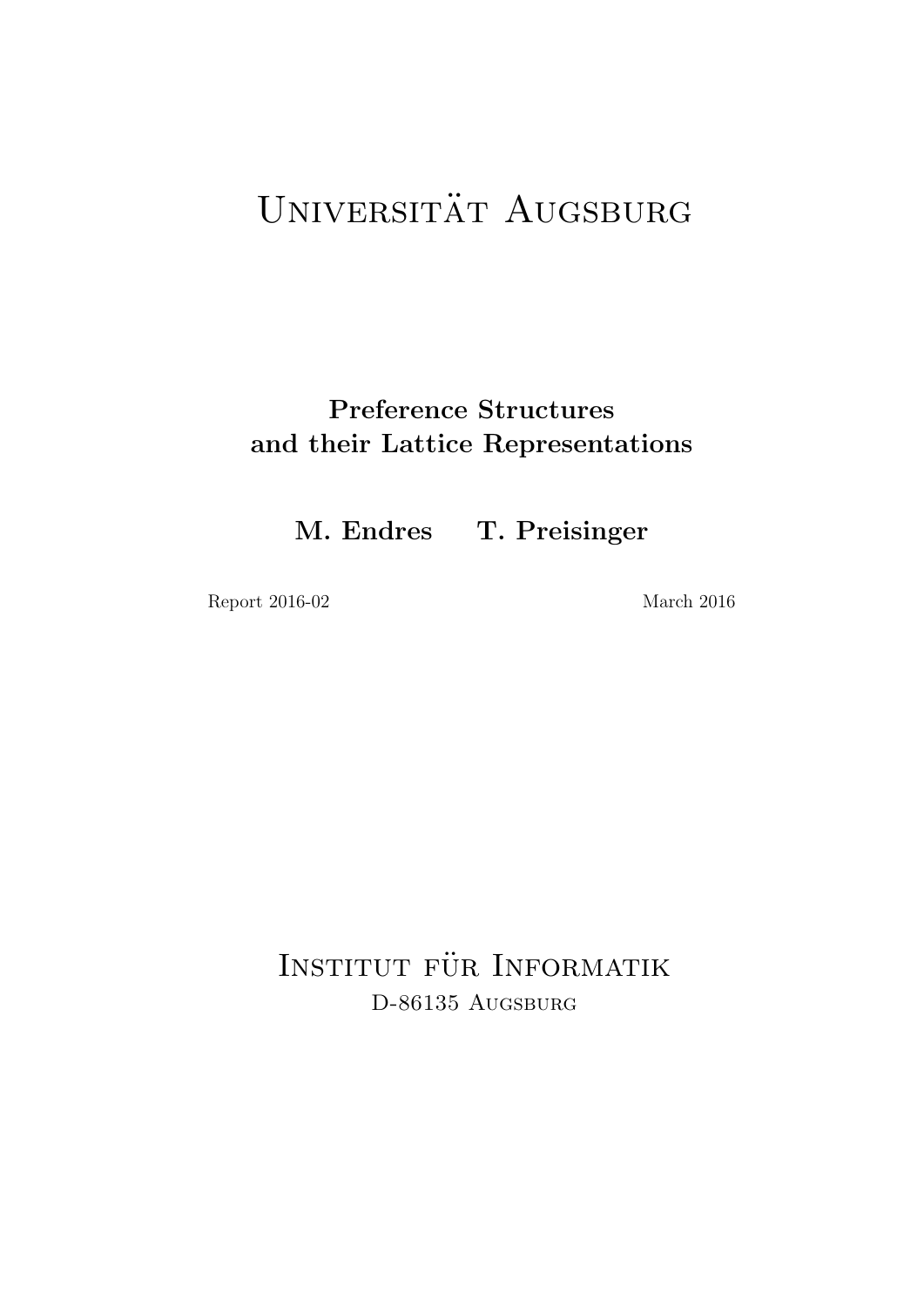# Universität Augsburg

**Preference Structures and their Lattice Representations**

**M. Endres T. Preisinger**

Report 2016-02 March 2016

# Institut für Informatik

D-86135 Augsburg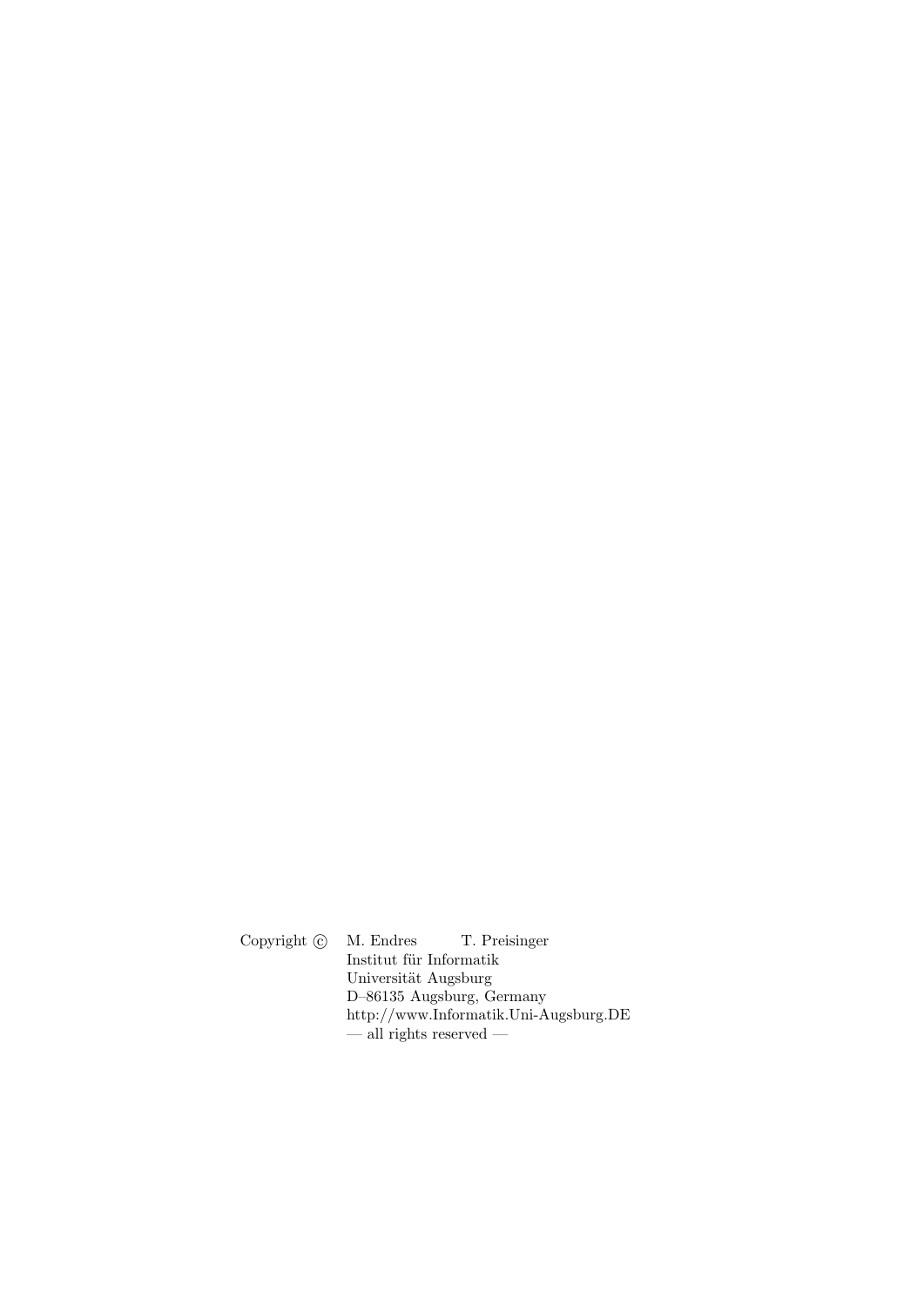Copyright © M. Endres T. Preisinger
Institut für Informatik
Universität Augsburg
D–86135 Augsburg, Germany
http://www.Informatik.Uni-Augsburg.DE
— all rights reserved —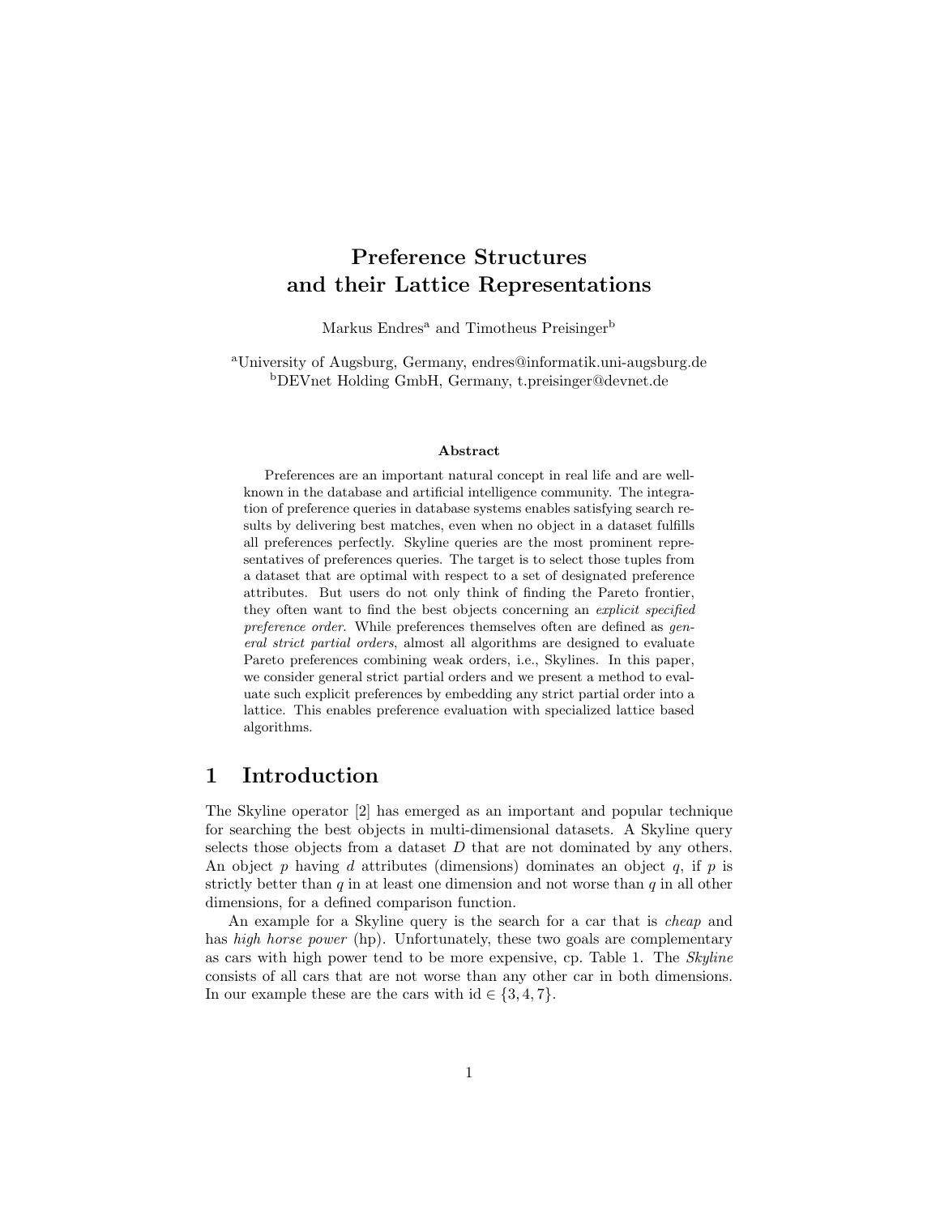# Preference Structures and their Lattice Representations

Markus Endres[a] and Timotheus Preisinger[b]

[a]University of Augsburg, Germany, endres@informatik.uni-augsburg.de
[b]DEVnet Holding GmbH, Germany, t.preisinger@devnet.de

### Abstract

Preferences are an important natural concept in real life and are well-known in the database and artificial intelligence community. The integration of preference queries in database systems enables satisfying search results by delivering best matches, even when no object in a dataset fulfills all preferences perfectly. Skyline queries are the most prominent representatives of preferences queries. The target is to select those tuples from a dataset that are optimal with respect to a set of designated preference attributes. But users do not only think of finding the Pareto frontier, they often want to find the best objects concerning an *explicit specified preference order*. While preferences themselves often are defined as *general strict partial orders*, almost all algorithms are designed to evaluate Pareto preferences combining weak orders, i.e., Skylines. In this paper, we consider general strict partial orders and we present a method to evaluate such explicit preferences by embedding any strict partial order into a lattice. This enables preference evaluation with specialized lattice based algorithms.

## 1 Introduction

The Skyline operator [2] has emerged as an important and popular technique for searching the best objects in multi-dimensional datasets. A Skyline query selects those objects from a dataset $D$ that are not dominated by any others. An object $p$ having $d$ attributes (dimensions) dominates an object $q$, if $p$ is strictly better than $q$ in at least one dimension and not worse than $q$ in all other dimensions, for a defined comparison function.

An example for a Skyline query is the search for a car that is *cheap* and has *high horse power* (hp). Unfortunately, these two goals are complementary as cars with high power tend to be more expensive, cp. Table 1. The *Skyline* consists of all cars that are not worse than any other car in both dimensions. In our example these are the cars with id $\in \{3, 4, 7\}$.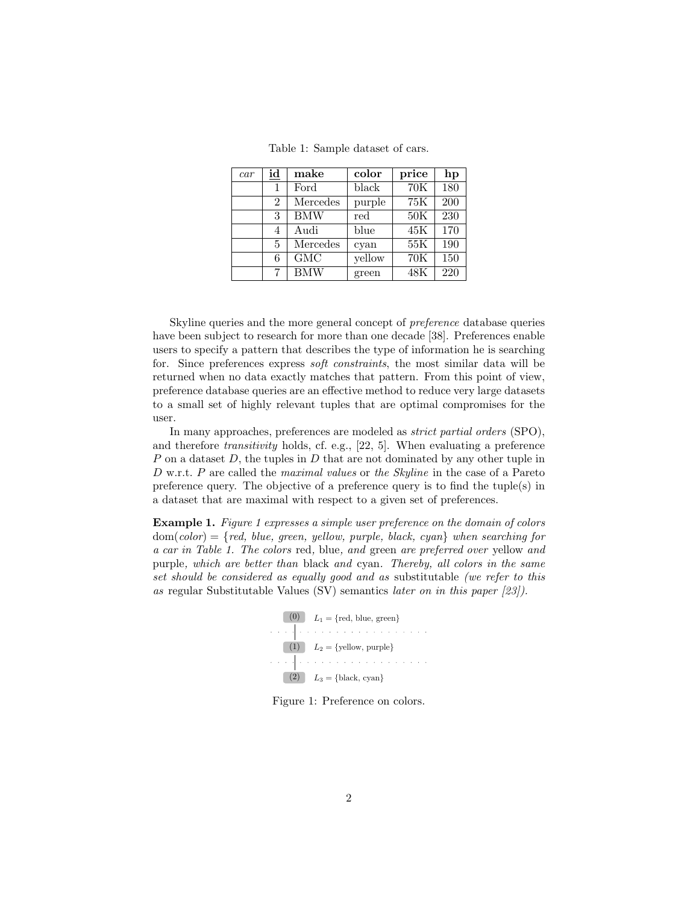Table 1: Sample dataset of cars.

| *car* | id | make | color | price | hp |
|---|---|---|---|---|---|
| | 1 | Ford | black | 70K | 180 |
| | 2 | Mercedes | purple | 75K | 200 |
| | 3 | BMW | red | 50K | 230 |
| | 4 | Audi | blue | 45K | 170 |
| | 5 | Mercedes | cyan | 55K | 190 |
| | 6 | GMC | yellow | 70K | 150 |
| | 7 | BMW | green | 48K | 220 |

Skyline queries and the more general concept of *preference* database queries have been subject to research for more than one decade [38]. Preferences enable users to specify a pattern that describes the type of information he is searching for. Since preferences express *soft constraints*, the most similar data will be returned when no data exactly matches that pattern. From this point of view, preference database queries are an effective method to reduce very large datasets to a small set of highly relevant tuples that are optimal compromises for the user.

In many approaches, preferences are modeled as *strict partial orders* (SPO), and therefore *transitivity* holds, cf. e.g., [22, 5]. When evaluating a preference $P$ on a dataset $D$, the tuples in $D$ that are not dominated by any other tuple in $D$ w.r.t. $P$ are called the *maximal values* or *the Skyline* in the case of a Pareto preference query. The objective of a preference query is to find the tuple(s) in a dataset that are maximal with respect to a given set of preferences.

**Example 1.** *Figure 1 expresses a simple user preference on the domain of colors* $\text{dom}(color) = \{red, blue, green, yellow, purple, black, cyan\}$ *when searching for a car in Table 1. The colors* red, blue, *and* green *are preferred over* yellow *and* purple, *which are better than* black *and* cyan. *Thereby, all colors in the same set should be considered as equally good and as* substitutable *(we refer to this as* regular Substitutable Values (SV) semantics *later on in this paper [23]).*

(0) $L_1 = \{\text{red, blue, green}\}$

(1) $L_2 = \{\text{yellow, purple}\}$

(2) $L_3 = \{\text{black, cyan}\}$

Figure 1: Preference on colors.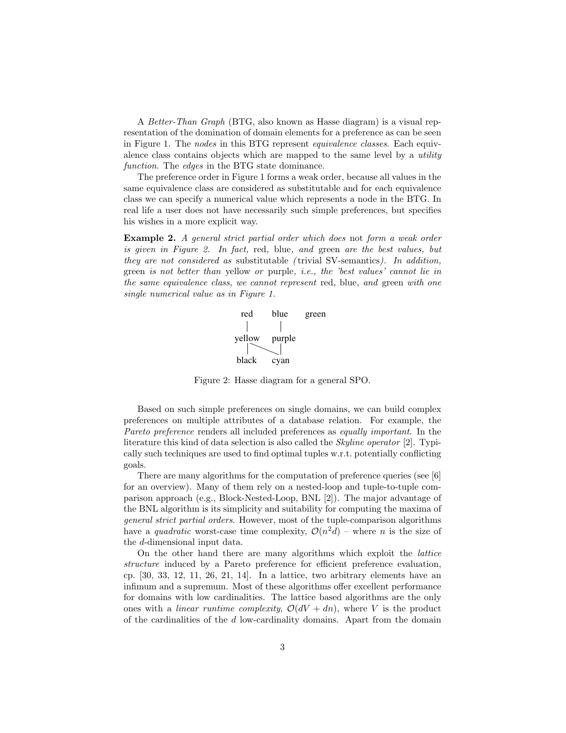A *Better-Than Graph* (BTG, also known as Hasse diagram) is a visual representation of the domination of domain elements for a preference as can be seen in Figure 1. The *nodes* in this BTG represent *equivalence classes*. Each equivalence class contains objects which are mapped to the same level by a *utility function*. The *edges* in the BTG state dominance.

The preference order in Figure 1 forms a weak order, because all values in the same equivalence class are considered as substitutable and for each equivalence class we can specify a numerical value which represents a node in the BTG. In real life a user does not have necessarily such simple preferences, but specifies his wishes in a more explicit way.

**Example 2.** *A general strict partial order which does* not *form a weak order is given in Figure 2. In fact,* red*,* blue*, and* green *are the best values, but they are not considered as* substitutable *(*trivial SV-semantics*). In addition,* green *is not better than* yellow *or* purple*, i.e., the 'best values' cannot lie in the same equivalence class, we cannot represent* red*,* blue*, and* green *with one single numerical value as in Figure 1.*

```
red      blue     green
 |        |
yellow   purple
 |    \   |
black    cyan
```

Figure 2: Hasse diagram for a general SPO.

Based on such simple preferences on single domains, we can build complex preferences on multiple attributes of a database relation. For example, the *Pareto preference* renders all included preferences as *equally important*. In the literature this kind of data selection is also called the *Skyline operator* [2]. Typically such techniques are used to find optimal tuples w.r.t. potentially conflicting goals.

There are many algorithms for the computation of preference queries (see [6] for an overview). Many of them rely on a nested-loop and tuple-to-tuple comparison approach (e.g., Block-Nested-Loop, BNL [2]). The major advantage of the BNL algorithm is its simplicity and suitability for computing the maxima of *general strict partial orders*. However, most of the tuple-comparison algorithms have a *quadratic* worst-case time complexity, $\mathcal{O}(n^2 d)$ – where $n$ is the size of the $d$-dimensional input data.

On the other hand there are many algorithms which exploit the *lattice structure* induced by a Pareto preference for efficient preference evaluation, cp. [30, 33, 12, 11, 26, 21, 14]. In a lattice, two arbitrary elements have an infimum and a supremum. Most of these algorithms offer excellent performance for domains with low cardinalities. The lattice based algorithms are the only ones with a *linear runtime complexity*, $\mathcal{O}(dV + dn)$, where $V$ is the product of the cardinalities of the $d$ low-cardinality domains. Apart from the domain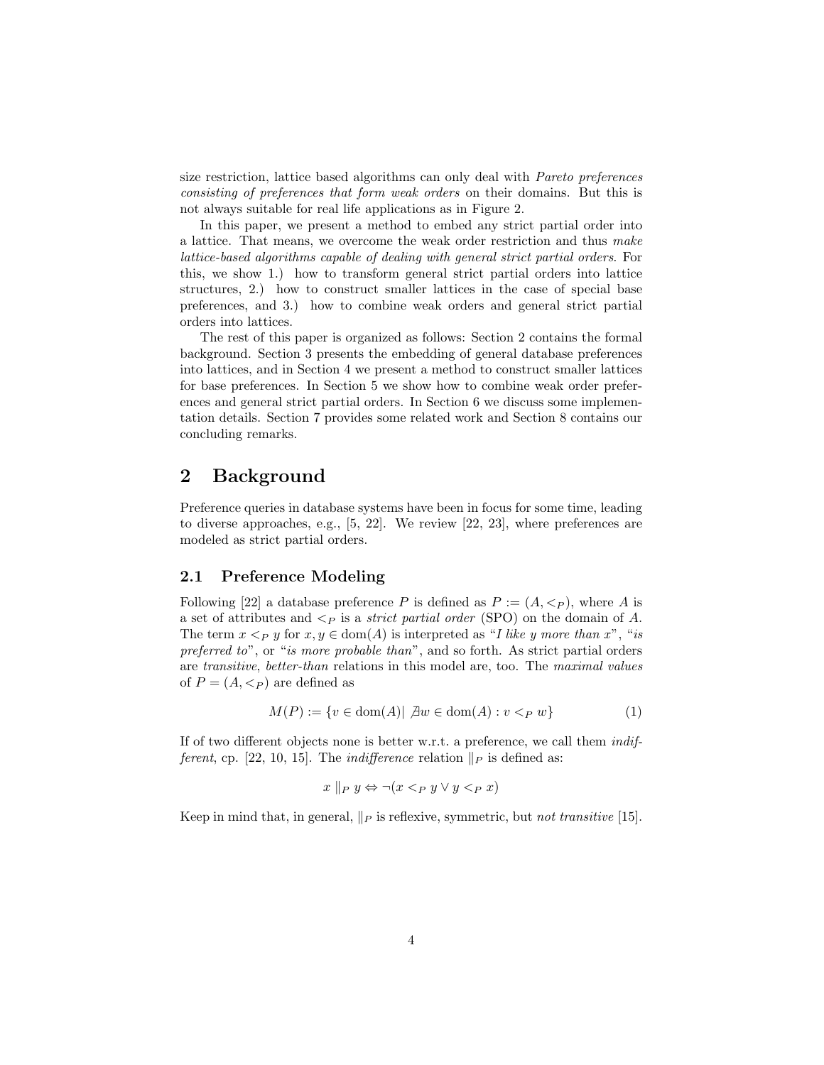size restriction, lattice based algorithms can only deal with *Pareto preferences consisting of preferences that form weak orders* on their domains. But this is not always suitable for real life applications as in Figure 2.

In this paper, we present a method to embed any strict partial order into a lattice. That means, we overcome the weak order restriction and thus *make lattice-based algorithms capable of dealing with general strict partial orders*. For this, we show 1.) how to transform general strict partial orders into lattice structures, 2.) how to construct smaller lattices in the case of special base preferences, and 3.) how to combine weak orders and general strict partial orders into lattices.

The rest of this paper is organized as follows: Section 2 contains the formal background. Section 3 presents the embedding of general database preferences into lattices, and in Section 4 we present a method to construct smaller lattices for base preferences. In Section 5 we show how to combine weak order preferences and general strict partial orders. In Section 6 we discuss some implementation details. Section 7 provides some related work and Section 8 contains our concluding remarks.

# 2 Background

Preference queries in database systems have been in focus for some time, leading to diverse approaches, e.g., [5, 22]. We review [22, 23], where preferences are modeled as strict partial orders.

## 2.1 Preference Modeling

Following [22] a database preference $P$ is defined as $P := (A, <_P)$, where $A$ is a set of attributes and $<_P$ is a *strict partial order* (SPO) on the domain of $A$. The term $x <_P y$ for $x, y \in \text{dom}(A)$ is interpreted as "*I like y more than x*", "*is preferred to*", or "*is more probable than*", and so forth. As strict partial orders are *transitive*, *better-than* relations in this model are, too. The *maximal values* of $P = (A, <_P)$ are defined as

$$M(P) := \{v \in \text{dom}(A) | \nexists w \in \text{dom}(A) : v <_P w\} \tag{1}$$

If of two different objects none is better w.r.t. a preference, we call them *indifferent*, cp. [22, 10, 15]. The *indifference* relation $\|_P$ is defined as:

$$x \|_P y \Leftrightarrow \neg(x <_P y \vee y <_P x)$$

Keep in mind that, in general, $\|_P$ is reflexive, symmetric, but *not transitive* [15].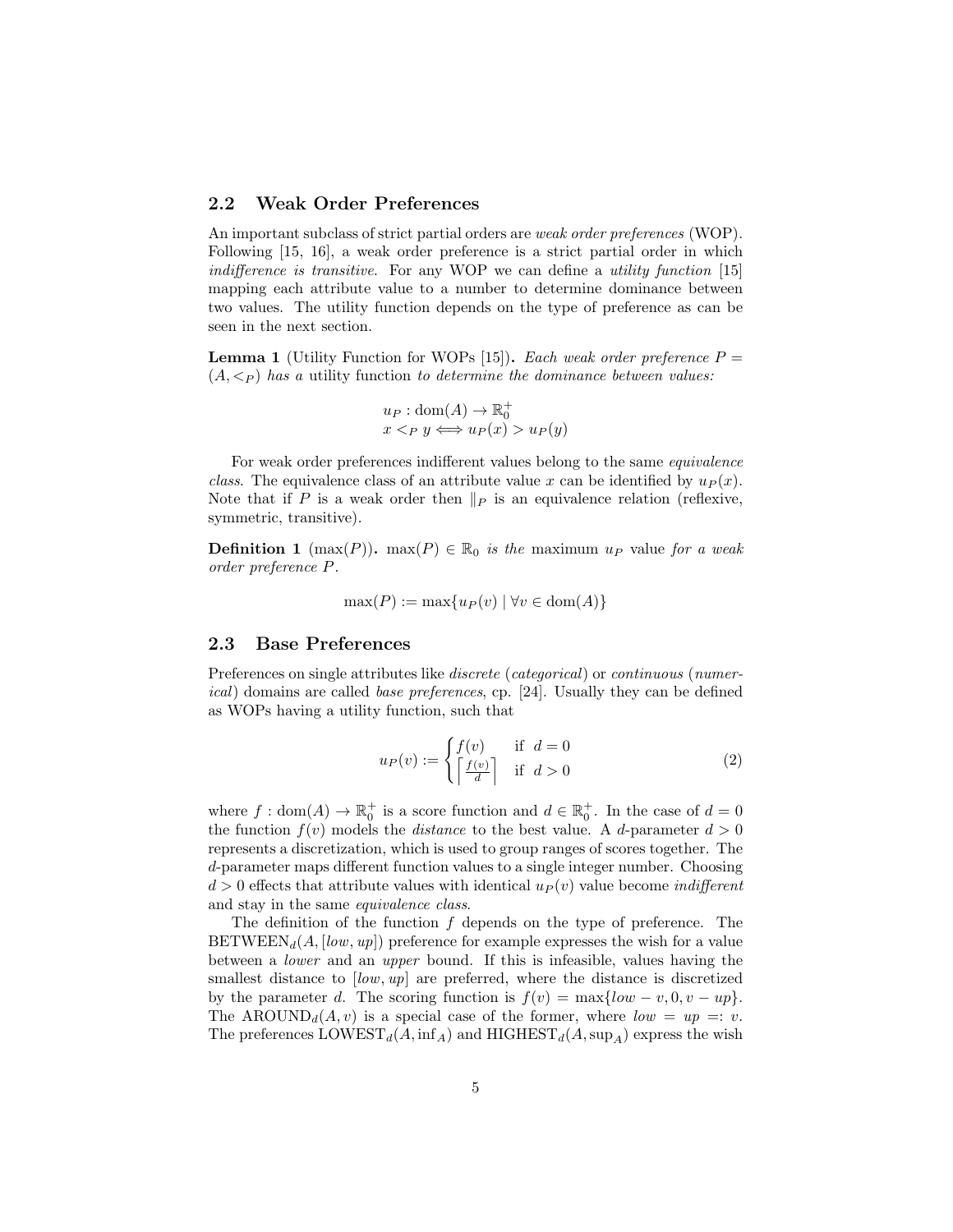## 2.2 Weak Order Preferences

An important subclass of strict partial orders are *weak order preferences* (WOP). Following [15, 16], a weak order preference is a strict partial order in which *indifference is transitive*. For any WOP we can define a *utility function* [15] mapping each attribute value to a number to determine dominance between two values. The utility function depends on the type of preference as can be seen in the next section.

**Lemma 1** (Utility Function for WOPs [15])**.** *Each weak order preference* $P = (A, <_P)$ *has a* utility function *to determine the dominance between values:*

$$u_P : \mathrm{dom}(A) \to \mathbb{R}_0^+$$
$$x <_P y \Longleftrightarrow u_P(x) > u_P(y)$$

For weak order preferences indifferent values belong to the same *equivalence class*. The equivalence class of an attribute value $x$ can be identified by $u_P(x)$. Note that if $P$ is a weak order then $\|_P$ is an equivalence relation (reflexive, symmetric, transitive).

**Definition 1** ($\max(P)$)**.** $\max(P) \in \mathbb{R}_0$ *is the* maximum $u_P$ value *for a weak order preference* $P$*.*

$$\max(P) := \max\{u_P(v) \mid \forall v \in \mathrm{dom}(A)\}$$

## 2.3 Base Preferences

Preferences on single attributes like *discrete* (*categorical*) or *continuous* (*numerical*) domains are called *base preferences*, cp. [24]. Usually they can be defined as WOPs having a utility function, such that

$$u_P(v) := \begin{cases} f(v) & \text{if } \ d = 0 \\ \left\lceil \frac{f(v)}{d} \right\rceil & \text{if } \ d > 0 \end{cases} \tag{2}$$

where $f : \mathrm{dom}(A) \to \mathbb{R}_0^+$ is a score function and $d \in \mathbb{R}_0^+$. In the case of $d = 0$ the function $f(v)$ models the *distance* to the best value. A $d$-parameter $d > 0$ represents a discretization, which is used to group ranges of scores together. The $d$-parameter maps different function values to a single integer number. Choosing $d > 0$ effects that attribute values with identical $u_P(v)$ value become *indifferent* and stay in the same *equivalence class*.

The definition of the function $f$ depends on the type of preference. The $\mathrm{BETWEEN}_d(A, [low, up])$ preference for example expresses the wish for a value between a *lower* and an *upper* bound. If this is infeasible, values having the smallest distance to $[low, up]$ are preferred, where the distance is discretized by the parameter $d$. The scoring function is $f(v) = \max\{low - v, 0, v - up\}$. The $\mathrm{AROUND}_d(A, v)$ is a special case of the former, where $low = up =: v$. The preferences $\mathrm{LOWEST}_d(A, \inf_A)$ and $\mathrm{HIGHEST}_d(A, \sup_A)$ express the wish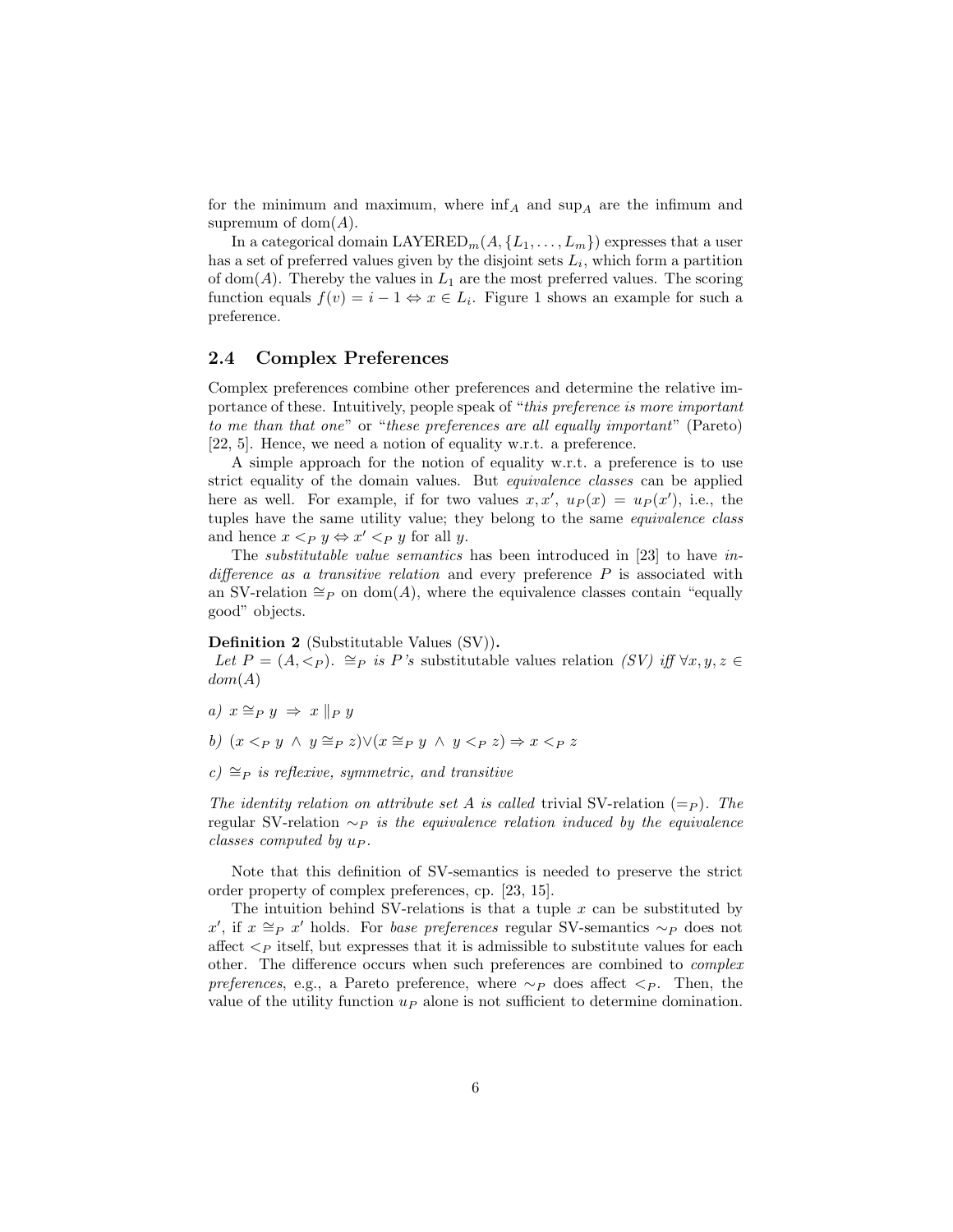for the minimum and maximum, where $\inf_A$ and $\sup_A$ are the infimum and supremum of dom$(A)$.

In a categorical domain LAYERED$_m(A, \{L_1, \ldots, L_m\})$ expresses that a user has a set of preferred values given by the disjoint sets $L_i$, which form a partition of dom$(A)$. Thereby the values in $L_1$ are the most preferred values. The scoring function equals $f(v) = i - 1 \Leftrightarrow x \in L_i$. Figure 1 shows an example for such a preference.

## 2.4 Complex Preferences

Complex preferences combine other preferences and determine the relative importance of these. Intuitively, people speak of "*this preference is more important to me than that one*" or "*these preferences are all equally important*" (Pareto) [22, 5]. Hence, we need a notion of equality w.r.t. a preference.

A simple approach for the notion of equality w.r.t. a preference is to use strict equality of the domain values. But *equivalence classes* can be applied here as well. For example, if for two values $x, x'$, $u_P(x) = u_P(x')$, i.e., the tuples have the same utility value; they belong to the same *equivalence class* and hence $x <_P y \Leftrightarrow x' <_P y$ for all $y$.

The *substitutable value semantics* has been introduced in [23] to have *indifference as a transitive relation* and every preference $P$ is associated with an SV-relation $\cong_P$ on dom$(A)$, where the equivalence classes contain "equally good" objects.

**Definition 2** (Substitutable Values (SV))**.**
*Let $P = (A, <_P)$. $\cong_P$ is $P$'s substitutable values relation (SV) iff $\forall x, y, z \in dom(A)$*

*a)* $x \cong_P y \;\Rightarrow\; x \parallel_P y$

*b)* $(x <_P y \;\wedge\; y \cong_P z) \vee (x \cong_P y \;\wedge\; y <_P z) \Rightarrow x <_P z$

*c)* $\cong_P$ *is reflexive, symmetric, and transitive*

*The identity relation on attribute set A is called* trivial SV-relation $(=_P)$. *The* regular SV-relation $\sim_P$ *is the equivalence relation induced by the equivalence classes computed by* $u_P$.

Note that this definition of SV-semantics is needed to preserve the strict order property of complex preferences, cp. [23, 15].

The intuition behind SV-relations is that a tuple $x$ can be substituted by $x'$, if $x \cong_P x'$ holds. For *base preferences* regular SV-semantics $\sim_P$ does not affect $<_P$ itself, but expresses that it is admissible to substitute values for each other. The difference occurs when such preferences are combined to *complex preferences*, e.g., a Pareto preference, where $\sim_P$ does affect $<_P$. Then, the value of the utility function $u_P$ alone is not sufficient to determine domination.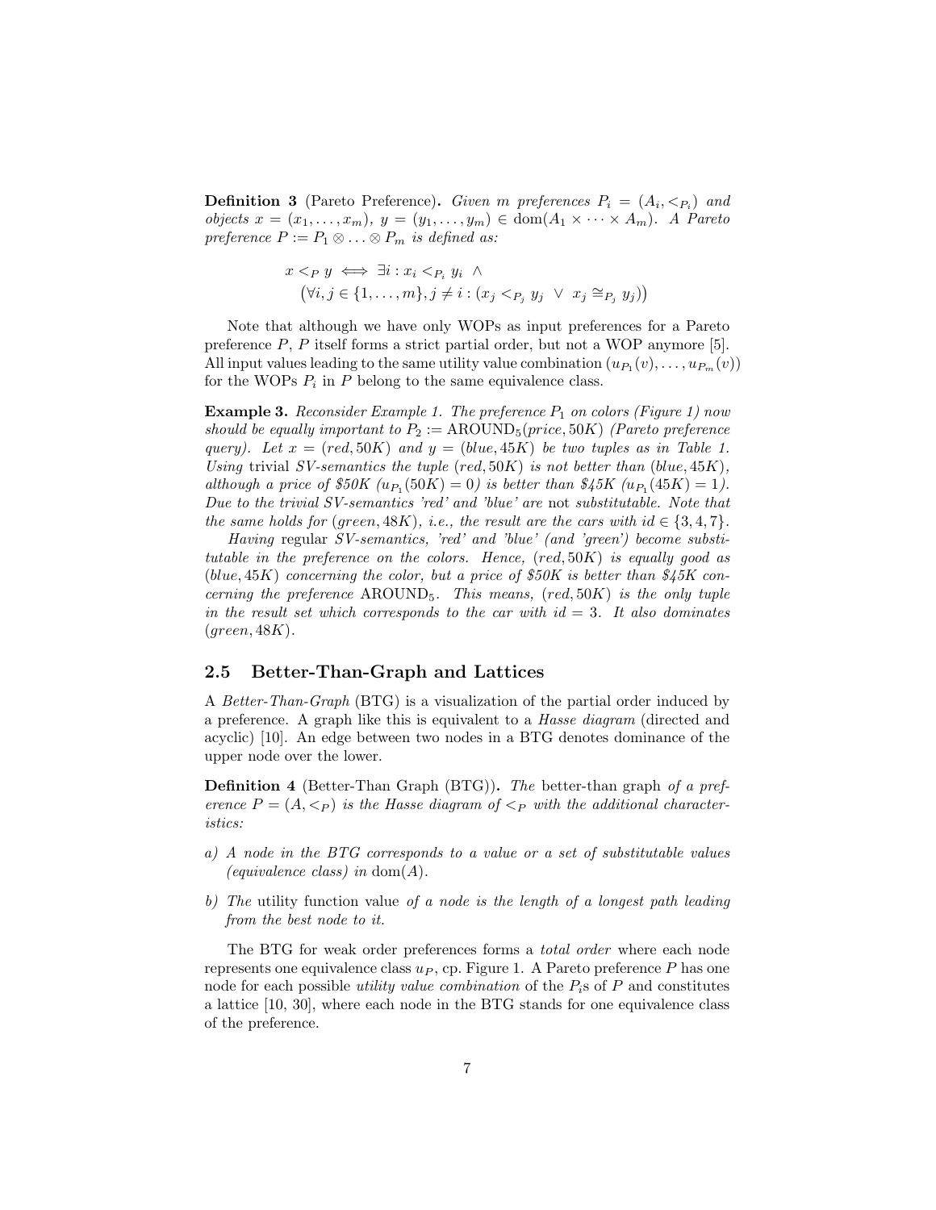**Definition 3** (Pareto Preference)**.** *Given $m$ preferences $P_i = (A_i, <_{P_i})$ and objects $x = (x_1, \ldots, x_m)$, $y = (y_1, \ldots, y_m) \in \mathrm{dom}(A_1 \times \cdots \times A_m)$. A Pareto preference $P := P_1 \otimes \ldots \otimes P_m$ is defined as:*

$$x <_P y \iff \exists i : x_i <_{P_i} y_i \;\wedge\; \big(\forall i, j \in \{1, \ldots, m\}, j \neq i : (x_j <_{P_j} y_j \;\vee\; x_j \cong_{P_j} y_j)\big)$$

Note that although we have only WOPs as input preferences for a Pareto preference $P$, $P$ itself forms a strict partial order, but not a WOP anymore [5]. All input values leading to the same utility value combination $(u_{P_1}(v), \ldots, u_{P_m}(v))$ for the WOPs $P_i$ in $P$ belong to the same equivalence class.

**Example 3.** *Reconsider Example 1. The preference $P_1$ on colors (Figure 1) now should be equally important to $P_2 := \mathrm{AROUND}_5(price, 50K)$ (Pareto preference query). Let $x = (red, 50K)$ and $y = (blue, 45K)$ be two tuples as in Table 1. Using* trivial *SV-semantics the tuple $(red, 50K)$ is not better than $(blue, 45K)$, although a price of \$50K ($u_{P_1}(50K) = 0$) is better than \$45K ($u_{P_1}(45K) = 1$). Due to the trivial SV-semantics 'red' and 'blue' are* not *substitutable. Note that the same holds for $(green, 48K)$, i.e., the result are the cars with id $\in \{3, 4, 7\}$.*

*Having* regular *SV-semantics, 'red' and 'blue' (and 'green') become substitutable in the preference on the colors. Hence, $(red, 50K)$ is equally good as $(blue, 45K)$ concerning the color, but a price of \$50K is better than \$45K concerning the preference $\mathrm{AROUND}_5$. This means, $(red, 50K)$ is the only tuple in the result set which corresponds to the car with id $= 3$. It also dominates $(green, 48K)$.*

## 2.5 Better-Than-Graph and Lattices

A *Better-Than-Graph* (BTG) is a visualization of the partial order induced by a preference. A graph like this is equivalent to a *Hasse diagram* (directed and acyclic) [10]. An edge between two nodes in a BTG denotes dominance of the upper node over the lower.

**Definition 4** (Better-Than Graph (BTG))**.** *The* better-than graph *of a preference $P = (A, <_P)$ is the Hasse diagram of $<_P$ with the additional characteristics:*

*a) A node in the BTG corresponds to a value or a set of substitutable values (equivalence class) in $\mathrm{dom}(A)$.*

*b) The* utility function value *of a node is the length of a longest path leading from the best node to it.*

The BTG for weak order preferences forms a *total order* where each node represents one equivalence class $u_P$, cp. Figure 1. A Pareto preference $P$ has one node for each possible *utility value combination* of the $P_i$s of $P$ and constitutes a lattice [10, 30], where each node in the BTG stands for one equivalence class of the preference.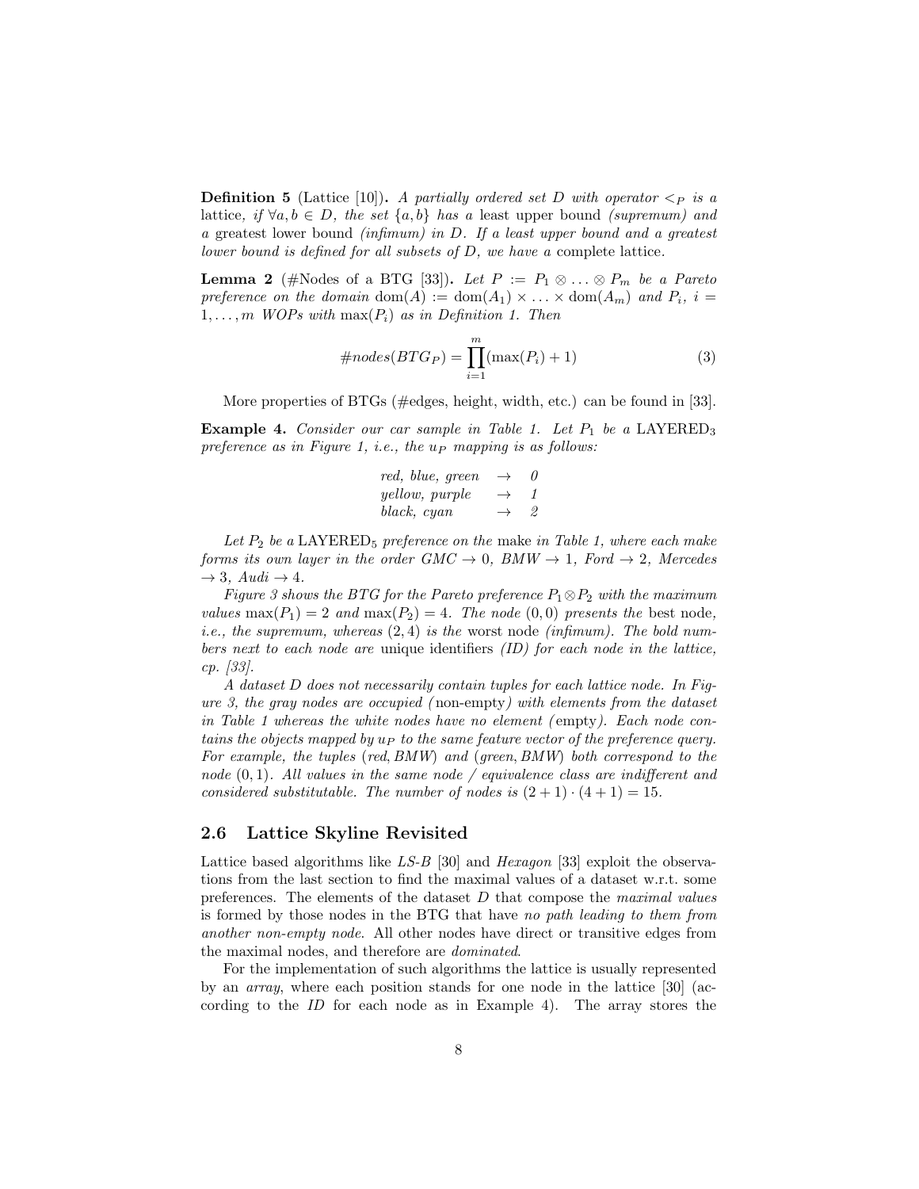**Definition 5** (Lattice [10])**.** *A partially ordered set $D$ with operator $<_P$ is a* lattice*, if $\forall a, b \in D$, the set $\{a, b\}$ has a* least upper bound *(supremum) and a* greatest lower bound *(infimum) in $D$. If a least upper bound and a greatest lower bound is defined for all subsets of $D$, we have a* complete lattice*.*

**Lemma 2** (#Nodes of a BTG [33])**.** *Let $P := P_1 \otimes \ldots \otimes P_m$ be a Pareto preference on the domain $\mathrm{dom}(A) := \mathrm{dom}(A_1) \times \ldots \times \mathrm{dom}(A_m)$ and $P_i$, $i = 1, \ldots, m$ WOPs with $\max(P_i)$ as in Definition 1. Then*

$$\#nodes(BTG_P) = \prod_{i=1}^{m} (\max(P_i) + 1) \tag{3}$$

More properties of BTGs (#edges, height, width, etc.) can be found in [33].

**Example 4.** *Consider our car sample in Table 1. Let $P_1$ be a* LAYERED$_3$ *preference as in Figure 1, i.e., the $u_P$ mapping is as follows:*

| | | |
|---|---|---|
| *red, blue, green* | $\rightarrow$ | *0* |
| *yellow, purple* | $\rightarrow$ | *1* |
| *black, cyan* | $\rightarrow$ | *2* |

*Let $P_2$ be a* LAYERED$_5$ *preference on the* make *in Table 1, where each make forms its own layer in the order GMC $\rightarrow$ 0, BMW $\rightarrow$ 1, Ford $\rightarrow$ 2, Mercedes $\rightarrow$ 3, Audi $\rightarrow$ 4.*

*Figure 3 shows the BTG for the Pareto preference $P_1 \otimes P_2$ with the maximum values $\max(P_1) = 2$ and $\max(P_2) = 4$. The node $(0, 0)$ presents the* best node*, i.e., the supremum, whereas $(2, 4)$ is the* worst node *(infimum). The bold numbers next to each node are* unique identifiers *(ID) for each node in the lattice, cp. [33].*

*A dataset $D$ does not necessarily contain tuples for each lattice node. In Figure 3, the gray nodes are occupied (*non-empty*) with elements from the dataset in Table 1 whereas the white nodes have no element (*empty*). Each node contains the objects mapped by $u_P$ to the same feature vector of the preference query. For example, the tuples $(red, BMW)$ and $(green, BMW)$ both correspond to the node $(0, 1)$. All values in the same node / equivalence class are indifferent and considered substitutable. The number of nodes is $(2 + 1) \cdot (4 + 1) = 15$.*

## 2.6 Lattice Skyline Revisited

Lattice based algorithms like *LS-B* [30] and *Hexagon* [33] exploit the observations from the last section to find the maximal values of a dataset w.r.t. some preferences. The elements of the dataset $D$ that compose the *maximal values* is formed by those nodes in the BTG that have *no path leading to them from another non-empty node*. All other nodes have direct or transitive edges from the maximal nodes, and therefore are *dominated*.

For the implementation of such algorithms the lattice is usually represented by an *array*, where each position stands for one node in the lattice [30] (according to the *ID* for each node as in Example 4). The array stores the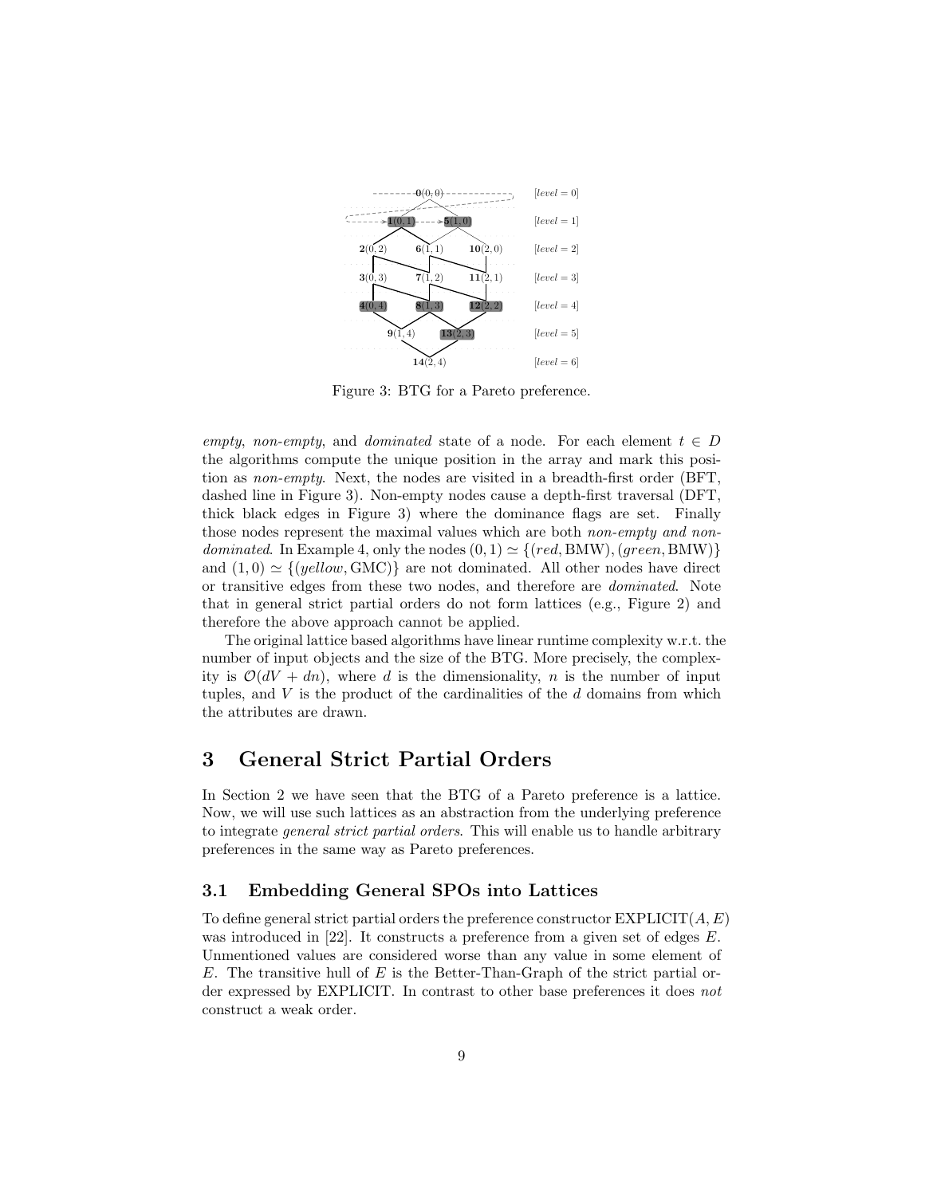Figure 3: BTG for a Pareto preference.

*empty*, *non-empty*, and *dominated* state of a node. For each element $t \in D$ the algorithms compute the unique position in the array and mark this position as *non-empty*. Next, the nodes are visited in a breadth-first order (BFT, dashed line in Figure 3). Non-empty nodes cause a depth-first traversal (DFT, thick black edges in Figure 3) where the dominance flags are set. Finally those nodes represent the maximal values which are both *non-empty and non-dominated*. In Example 4, only the nodes $(0, 1) \simeq \{(red, \text{BMW}), (green, \text{BMW})\}$ and $(1, 0) \simeq \{(yellow, \text{GMC})\}$ are not dominated. All other nodes have direct or transitive edges from these two nodes, and therefore are *dominated*. Note that in general strict partial orders do not form lattices (e.g., Figure 2) and therefore the above approach cannot be applied.

The original lattice based algorithms have linear runtime complexity w.r.t. the number of input objects and the size of the BTG. More precisely, the complexity is $\mathcal{O}(dV + dn)$, where $d$ is the dimensionality, $n$ is the number of input tuples, and $V$ is the product of the cardinalities of the $d$ domains from which the attributes are drawn.

# 3 General Strict Partial Orders

In Section 2 we have seen that the BTG of a Pareto preference is a lattice. Now, we will use such lattices as an abstraction from the underlying preference to integrate *general strict partial orders*. This will enable us to handle arbitrary preferences in the same way as Pareto preferences.

## 3.1 Embedding General SPOs into Lattices

To define general strict partial orders the preference constructor EXPLICIT$(A, E)$ was introduced in [22]. It constructs a preference from a given set of edges $E$. Unmentioned values are considered worse than any value in some element of $E$. The transitive hull of $E$ is the Better-Than-Graph of the strict partial order expressed by EXPLICIT. In contrast to other base preferences it does *not* construct a weak order.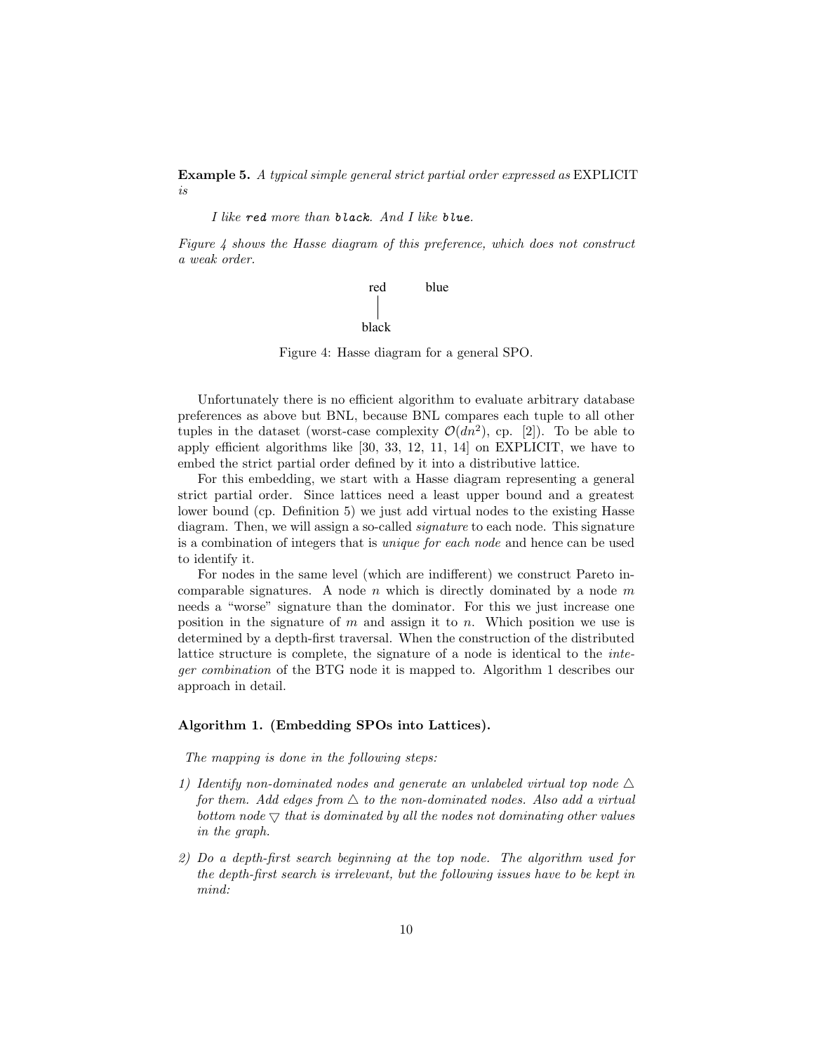**Example 5.** *A typical simple general strict partial order expressed as* EXPLICIT *is*

> *I like* `red` *more than* `black`*. And I like* `blue`*.*

*Figure 4 shows the Hasse diagram of this preference, which does not construct a weak order.*

```
red      blue
 |
black
```

Figure 4: Hasse diagram for a general SPO.

Unfortunately there is no efficient algorithm to evaluate arbitrary database preferences as above but BNL, because BNL compares each tuple to all other tuples in the dataset (worst-case complexity $\mathcal{O}(dn^2)$, cp. [2]). To be able to apply efficient algorithms like [30, 33, 12, 11, 14] on EXPLICIT, we have to embed the strict partial order defined by it into a distributive lattice.

For this embedding, we start with a Hasse diagram representing a general strict partial order. Since lattices need a least upper bound and a greatest lower bound (cp. Definition 5) we just add virtual nodes to the existing Hasse diagram. Then, we will assign a so-called *signature* to each node. This signature is a combination of integers that is *unique for each node* and hence can be used to identify it.

For nodes in the same level (which are indifferent) we construct Pareto incomparable signatures. A node $n$ which is directly dominated by a node $m$ needs a "worse" signature than the dominator. For this we just increase one position in the signature of $m$ and assign it to $n$. Which position we use is determined by a depth-first traversal. When the construction of the distributed lattice structure is complete, the signature of a node is identical to the *integer combination* of the BTG node it is mapped to. Algorithm 1 describes our approach in detail.

**Algorithm 1. (Embedding SPOs into Lattices).**

*The mapping is done in the following steps:*

1) *Identify non-dominated nodes and generate an unlabeled virtual top node $\triangle$ for them. Add edges from $\triangle$ to the non-dominated nodes. Also add a virtual bottom node $\triangledown$ that is dominated by all the nodes not dominating other values in the graph.*

2) *Do a depth-first search beginning at the top node. The algorithm used for the depth-first search is irrelevant, but the following issues have to be kept in mind:*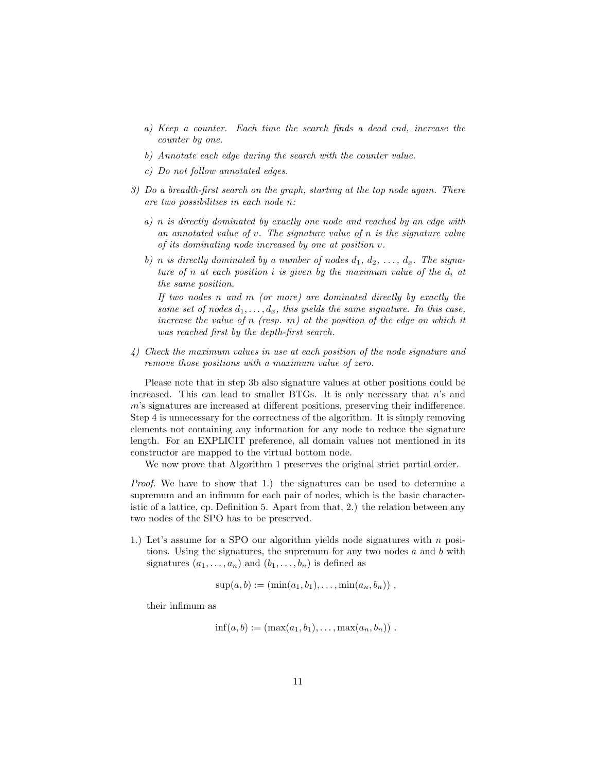a) *Keep a counter. Each time the search finds a dead end, increase the counter by one.*

   b) *Annotate each edge during the search with the counter value.*

   c) *Do not follow annotated edges.*

3) *Do a breadth-first search on the graph, starting at the top node again. There are two possibilities in each node $n$:*

   a) *$n$ is directly dominated by exactly one node and reached by an edge with an annotated value of $v$. The signature value of $n$ is the signature value of its dominating node increased by one at position $v$.*

   b) *$n$ is directly dominated by a number of nodes $d_1, d_2, \ldots, d_x$. The signature of $n$ at each position $i$ is given by the maximum value of the $d_i$ at the same position.*

   *If two nodes $n$ and $m$ (or more) are dominated directly by exactly the same set of nodes $d_1, \ldots, d_x$, this yields the same signature. In this case, increase the value of $n$ (resp. $m$) at the position of the edge on which it was reached first by the depth-first search.*

4) *Check the maximum values in use at each position of the node signature and remove those positions with a maximum value of zero.*

Please note that in step 3b also signature values at other positions could be increased. This can lead to smaller BTGs. It is only necessary that $n$'s and $m$'s signatures are increased at different positions, preserving their indifference. Step 4 is unnecessary for the correctness of the algorithm. It is simply removing elements not containing any information for any node to reduce the signature length. For an EXPLICIT preference, all domain values not mentioned in its constructor are mapped to the virtual bottom node.

We now prove that Algorithm 1 preserves the original strict partial order.

*Proof.* We have to show that 1.) the signatures can be used to determine a supremum and an infimum for each pair of nodes, which is the basic characteristic of a lattice, cp. Definition 5. Apart from that, 2.) the relation between any two nodes of the SPO has to be preserved.

1.) Let's assume for a SPO our algorithm yields node signatures with $n$ positions. Using the signatures, the supremum for any two nodes $a$ and $b$ with signatures $(a_1, \ldots, a_n)$ and $(b_1, \ldots, b_n)$ is defined as

$$\sup(a, b) := (\min(a_1, b_1), \ldots, \min(a_n, b_n)) \ ,$$

their infimum as

$$\inf(a, b) := (\max(a_1, b_1), \ldots, \max(a_n, b_n)) \ .$$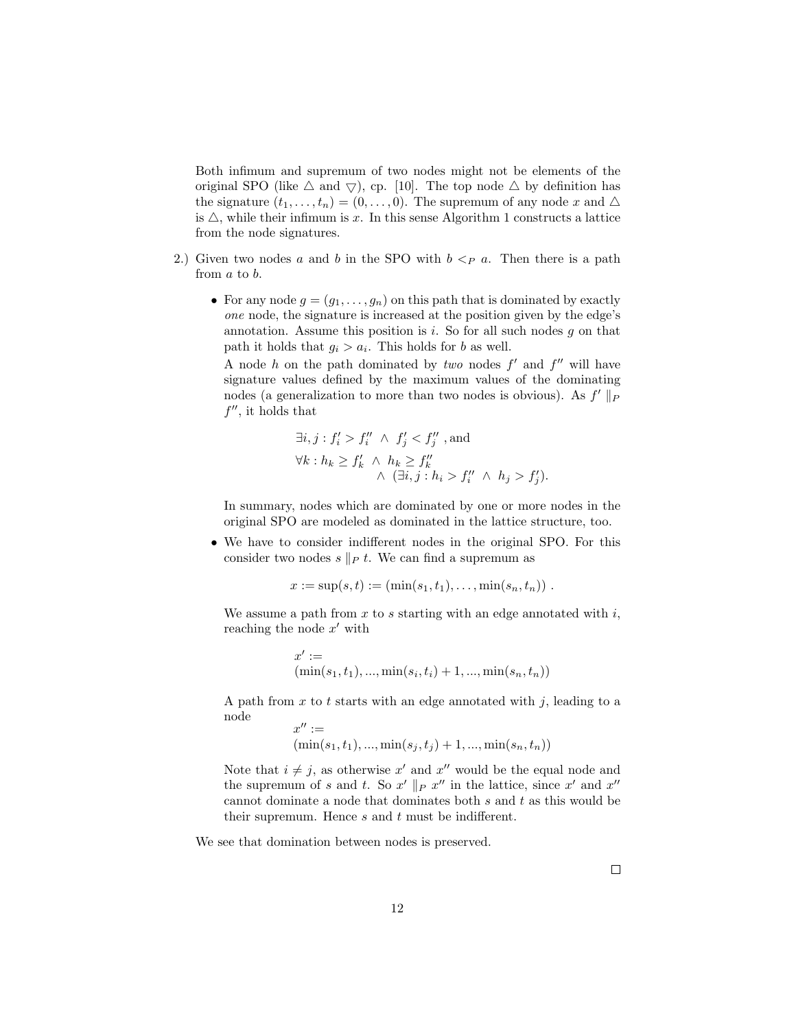Both infimum and supremum of two nodes might not be elements of the original SPO (like $\triangle$ and $\triangledown$), cp. [10]. The top node $\triangle$ by definition has the signature $(t_1, \ldots, t_n) = (0, \ldots, 0)$. The supremum of any node $x$ and $\triangle$ is $\triangle$, while their infimum is $x$. In this sense Algorithm 1 constructs a lattice from the node signatures.

2.) Given two nodes $a$ and $b$ in the SPO with $b <_P a$. Then there is a path from $a$ to $b$.

- For any node $g = (g_1, \ldots, g_n)$ on this path that is dominated by exactly *one* node, the signature is increased at the position given by the edge's annotation. Assume this position is $i$. So for all such nodes $g$ on that path it holds that $g_i > a_i$. This holds for $b$ as well.

  A node $h$ on the path dominated by *two* nodes $f'$ and $f''$ will have signature values defined by the maximum values of the dominating nodes (a generalization to more than two nodes is obvious). As $f' \parallel_P f''$, it holds that

  $$\exists i, j : f'_i > f''_i \ \wedge \ f'_j < f''_j \text{ , and}$$
  $$\forall k : h_k \geq f'_k \ \wedge \ h_k \geq f''_k \ \wedge \ (\exists i, j : h_i > f''_i \ \wedge \ h_j > f'_j).$$

  In summary, nodes which are dominated by one or more nodes in the original SPO are modeled as dominated in the lattice structure, too.

- We have to consider indifferent nodes in the original SPO. For this consider two nodes $s \parallel_P t$. We can find a supremum as

  $$x := \sup(s, t) := (\min(s_1, t_1), \ldots, \min(s_n, t_n)) \ .$$

  We assume a path from $x$ to $s$ starting with an edge annotated with $i$, reaching the node $x'$ with

  $$x' := (\min(s_1, t_1), ..., \min(s_i, t_i) + 1, ..., \min(s_n, t_n))$$

  A path from $x$ to $t$ starts with an edge annotated with $j$, leading to a node

  $$x'' := (\min(s_1, t_1), ..., \min(s_j, t_j) + 1, ..., \min(s_n, t_n))$$

  Note that $i \neq j$, as otherwise $x'$ and $x''$ would be the equal node and the supremum of $s$ and $t$. So $x' \parallel_P x''$ in the lattice, since $x'$ and $x''$ cannot dominate a node that dominates both $s$ and $t$ as this would be their supremum. Hence $s$ and $t$ must be indifferent.

We see that domination between nodes is preserved.

$\square$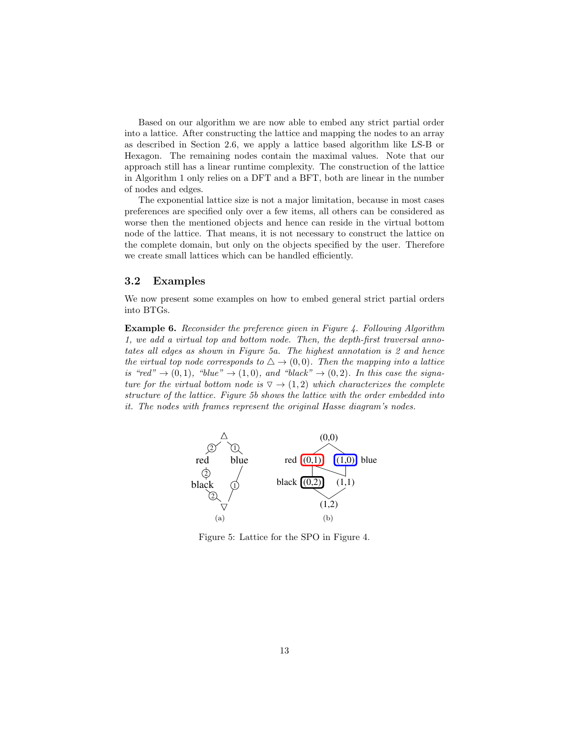Based on our algorithm we are now able to embed any strict partial order into a lattice. After constructing the lattice and mapping the nodes to an array as described in Section 2.6, we apply a lattice based algorithm like LS-B or Hexagon. The remaining nodes contain the maximal values. Note that our approach still has a linear runtime complexity. The construction of the lattice in Algorithm 1 only relies on a DFT and a BFT, both are linear in the number of nodes and edges.

The exponential lattice size is not a major limitation, because in most cases preferences are specified only over a few items, all others can be considered as worse then the mentioned objects and hence can reside in the virtual bottom node of the lattice. That means, it is not necessary to construct the lattice on the complete domain, but only on the objects specified by the user. Therefore we create small lattices which can be handled efficiently.

## 3.2 Examples

We now present some examples on how to embed general strict partial orders into BTGs.

**Example 6.** *Reconsider the preference given in Figure 4. Following Algorithm 1, we add a virtual top and bottom node. Then, the depth-first traversal annotates all edges as shown in Figure 5a. The highest annotation is 2 and hence the virtual top node corresponds to* $\triangle \rightarrow (0,0)$*. Then the mapping into a lattice is "red"* $\rightarrow (0,1)$*, "blue"* $\rightarrow (1,0)$*, and "black"* $\rightarrow (0,2)$*. In this case the signature for the virtual bottom node is* $\triangledown \rightarrow (1,2)$ *which characterizes the complete structure of the lattice. Figure 5b shows the lattice with the order embedded into it. The nodes with frames represent the original Hasse diagram's nodes.*

Figure 5: Lattice for the SPO in Figure 4.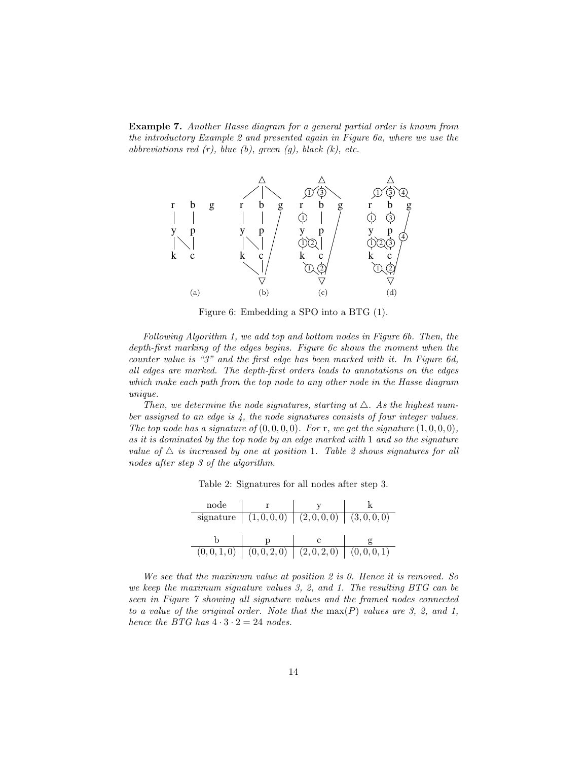**Example 7.** *Another Hasse diagram for a general partial order is known from the introductory Example 2 and presented again in Figure 6a, where we use the abbreviations red (r), blue (b), green (g), black (k), etc.*

Figure 6: Embedding a SPO into a BTG (1).

*Following Algorithm 1, we add top and bottom nodes in Figure 6b. Then, the depth-first marking of the edges begins. Figure 6c shows the moment when the counter value is "3" and the first edge has been marked with it. In Figure 6d, all edges are marked. The depth-first orders leads to annotations on the edges which make each path from the top node to any other node in the Hasse diagram unique.*

*Then, we determine the node signatures, starting at $\triangle$. As the highest number assigned to an edge is 4, the node signatures consists of four integer values. The top node has a signature of $(0,0,0,0)$. For* r*, we get the signature $(1,0,0,0)$, as it is dominated by the top node by an edge marked with* 1 *and so the signature value of $\triangle$ is increased by one at position* 1*. Table 2 shows signatures for all nodes after step 3 of the algorithm.*

Table 2: Signatures for all nodes after step 3.

| node | r | y | k |
|---|---|---|---|
| signature | $(1,0,0,0)$ | $(2,0,0,0)$ | $(3,0,0,0)$ |

| b | p | c | g |
|---|---|---|---|
| $(0,0,1,0)$ | $(0,0,2,0)$ | $(2,0,2,0)$ | $(0,0,0,1)$ |

*We see that the maximum value at position 2 is 0. Hence it is removed. So we keep the maximum signature values 3, 2, and 1. The resulting BTG can be seen in Figure 7 showing all signature values and the framed nodes connected to a value of the original order. Note that the $\max(P)$ values are 3, 2, and 1, hence the BTG has $4 \cdot 3 \cdot 2 = 24$ nodes.*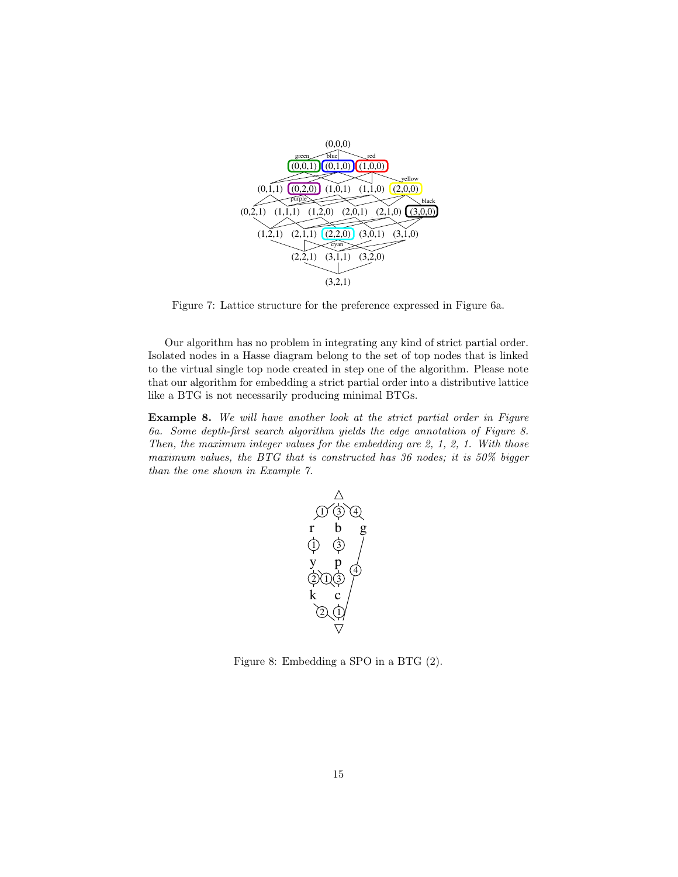Figure 7: Lattice structure for the preference expressed in Figure 6a.

Our algorithm has no problem in integrating any kind of strict partial order. Isolated nodes in a Hasse diagram belong to the set of top nodes that is linked to the virtual single top node created in step one of the algorithm. Please note that our algorithm for embedding a strict partial order into a distributive lattice like a BTG is not necessarily producing minimal BTGs.

**Example 8.** *We will have another look at the strict partial order in Figure 6a. Some depth-first search algorithm yields the edge annotation of Figure 8. Then, the maximum integer values for the embedding are 2, 1, 2, 1. With those maximum values, the BTG that is constructed has 36 nodes; it is 50% bigger than the one shown in Example 7.*

Figure 8: Embedding a SPO in a BTG (2).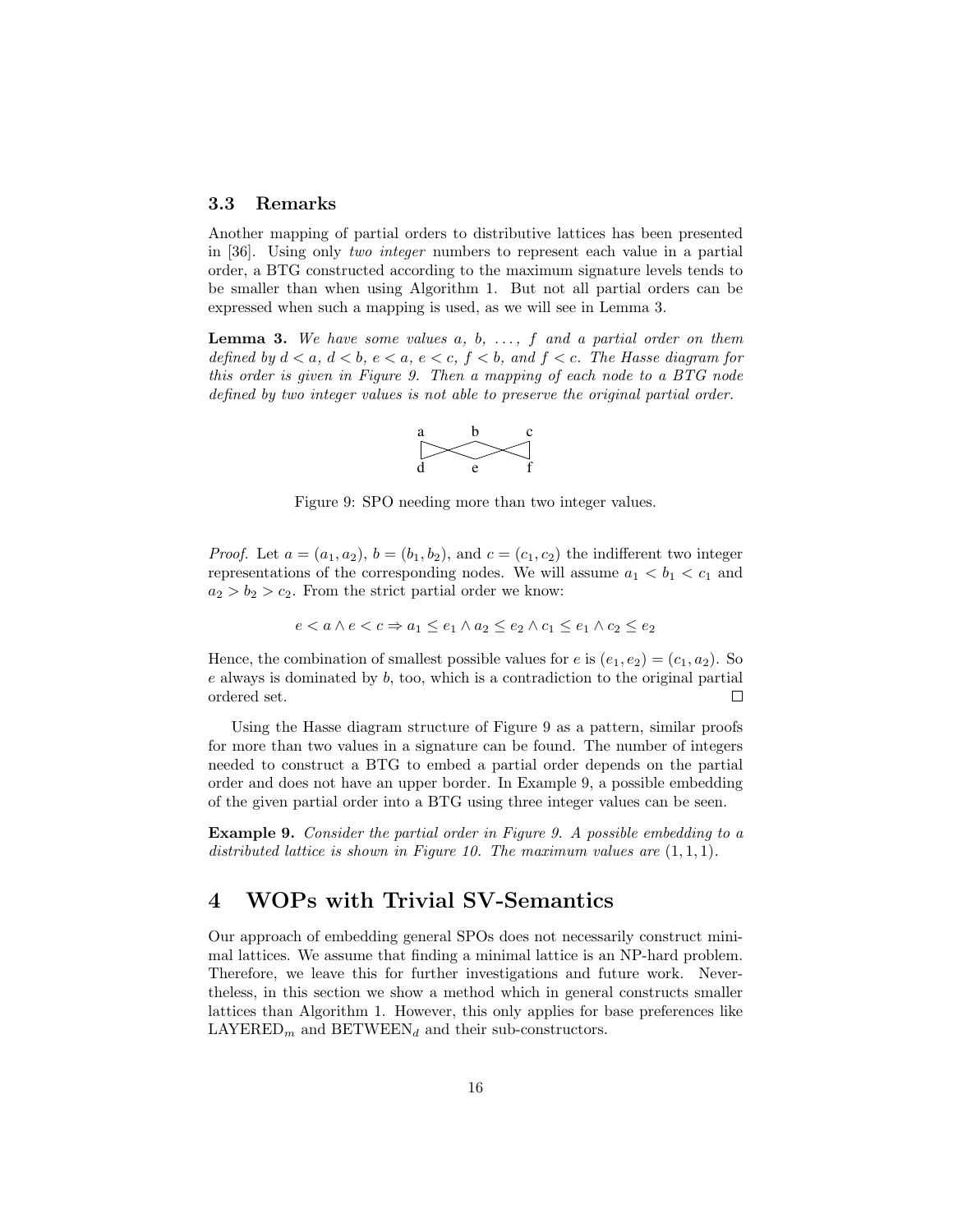### 3.3 Remarks

Another mapping of partial orders to distributive lattices has been presented in [36]. Using only *two integer* numbers to represent each value in a partial order, a BTG constructed according to the maximum signature levels tends to be smaller than when using Algorithm 1. But not all partial orders can be expressed when such a mapping is used, as we will see in Lemma 3.

**Lemma 3.** *We have some values $a$, $b$, $\dots$, $f$ and a partial order on them defined by $d < a$, $d < b$, $e < a$, $e < c$, $f < b$, and $f < c$. The Hasse diagram for this order is given in Figure 9. Then a mapping of each node to a BTG node defined by two integer values is not able to preserve the original partial order.*

Figure 9: SPO needing more than two integer values.

*Proof.* Let $a = (a_1, a_2)$, $b = (b_1, b_2)$, and $c = (c_1, c_2)$ the indifferent two integer representations of the corresponding nodes. We will assume $a_1 < b_1 < c_1$ and $a_2 > b_2 > c_2$. From the strict partial order we know:

$$e < a \wedge e < c \Rightarrow a_1 \leq e_1 \wedge a_2 \leq e_2 \wedge c_1 \leq e_1 \wedge c_2 \leq e_2$$

Hence, the combination of smallest possible values for $e$ is $(e_1, e_2) = (c_1, a_2)$. So $e$ always is dominated by $b$, too, which is a contradiction to the original partial ordered set. □

Using the Hasse diagram structure of Figure 9 as a pattern, similar proofs for more than two values in a signature can be found. The number of integers needed to construct a BTG to embed a partial order depends on the partial order and does not have an upper border. In Example 9, a possible embedding of the given partial order into a BTG using three integer values can be seen.

**Example 9.** *Consider the partial order in Figure 9. A possible embedding to a distributed lattice is shown in Figure 10. The maximum values are $(1, 1, 1)$.*

# 4 WOPs with Trivial SV-Semantics

Our approach of embedding general SPOs does not necessarily construct minimal lattices. We assume that finding a minimal lattice is an NP-hard problem. Therefore, we leave this for further investigations and future work. Nevertheless, in this section we show a method which in general constructs smaller lattices than Algorithm 1. However, this only applies for base preferences like $\text{LAYERED}_m$ and $\text{BETWEEN}_d$ and their sub-constructors.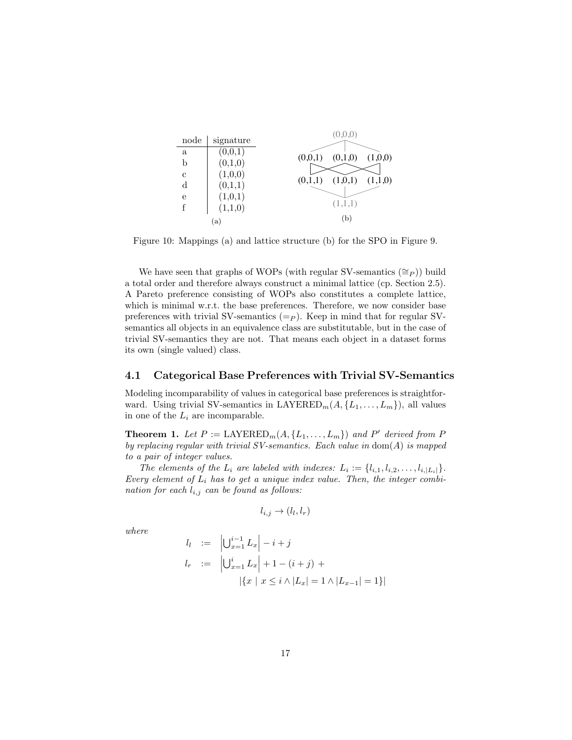| node | signature |
|---|---|
| a | (0,0,1) |
| b | (0,1,0) |
| c | (1,0,0) |
| d | (0,1,1) |
| e | (1,0,1) |
| f | (1,1,0) |

(a)

(0,0,0)

(0,0,1) (0,1,0) (1,0,0)

(0,1,1) (1,0,1) (1,1,0)

(1,1,1)

(b)

Figure 10: Mappings (a) and lattice structure (b) for the SPO in Figure 9.

We have seen that graphs of WOPs (with regular SV-semantics ($\cong_P$)) build a total order and therefore always construct a minimal lattice (cp. Section 2.5). A Pareto preference consisting of WOPs also constitutes a complete lattice, which is minimal w.r.t. the base preferences. Therefore, we now consider base preferences with trivial SV-semantics ($=_P$). Keep in mind that for regular SV-semantics all objects in an equivalence class are substitutable, but in the case of trivial SV-semantics they are not. That means each object in a dataset forms its own (single valued) class.

## 4.1 Categorical Base Preferences with Trivial SV-Semantics

Modeling incomparability of values in categorical base preferences is straightforward. Using trivial SV-semantics in $\text{LAYERED}_m(A, \{L_1, \ldots, L_m\})$, all values in one of the $L_i$ are incomparable.

**Theorem 1.** *Let $P := \text{LAYERED}_m(A, \{L_1, \ldots, L_m\})$ and $P'$ derived from $P$ by replacing regular with trivial SV-semantics. Each value in $\text{dom}(A)$ is mapped to a pair of integer values.*

*The elements of the $L_i$ are labeled with indexes: $L_i := \{l_{i,1}, l_{i,2}, \ldots, l_{i,|L_i|}\}$. Every element of $L_i$ has to get a unique index value. Then, the integer combination for each $l_{i,j}$ can be found as follows:*

$$l_{i,j} \rightarrow (l_l, l_r)$$

*where*

$$\begin{aligned}
l_l &:= \left|\bigcup_{x=1}^{i-1} L_x\right| - i + j \\
l_r &:= \left|\bigcup_{x=1}^{i} L_x\right| + 1 - (i + j) + \\
&\qquad |\{x \mid x \leq i \land |L_x| = 1 \land |L_{x-1}| = 1\}|
\end{aligned}$$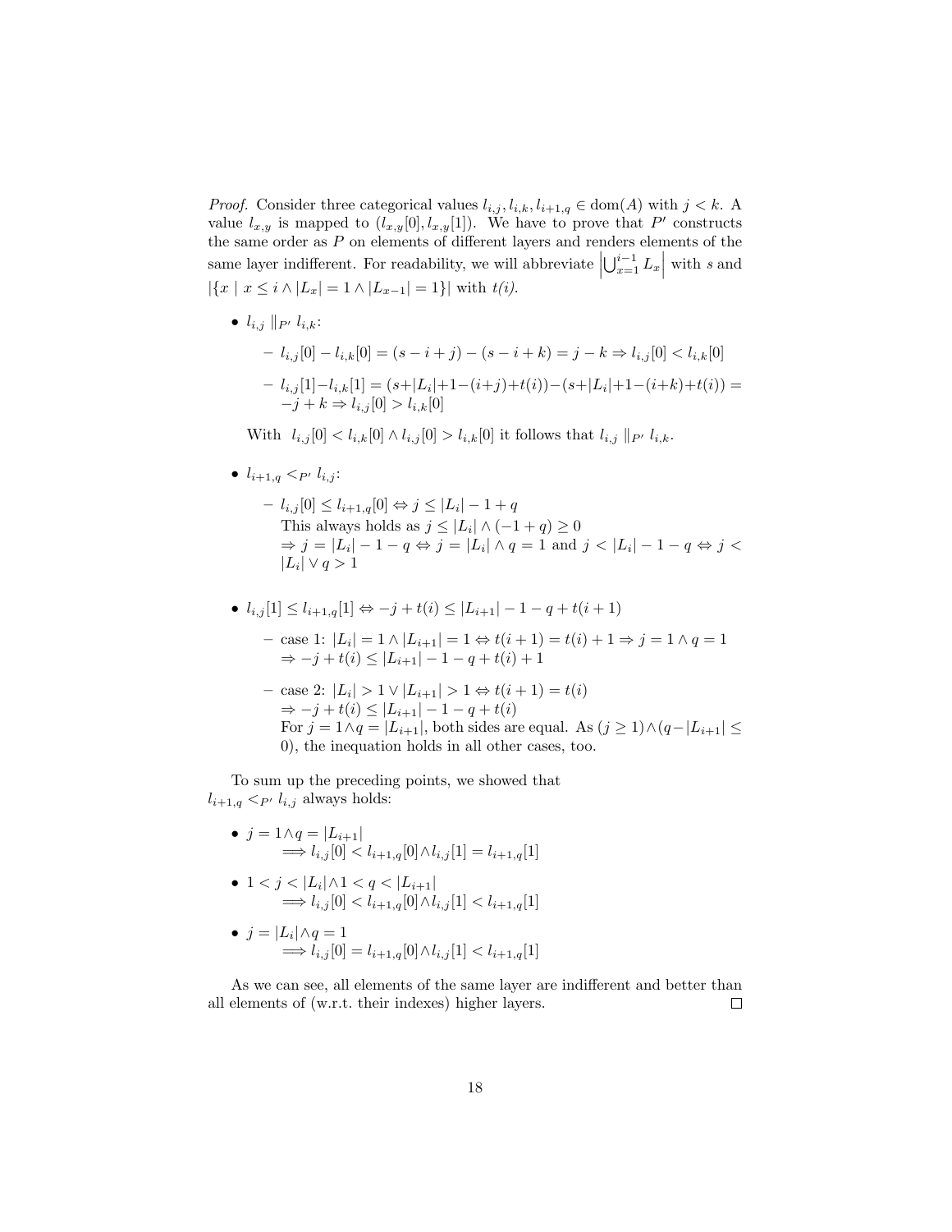*Proof.* Consider three categorical values $l_{i,j}, l_{i,k}, l_{i+1,q} \in \text{dom}(A)$ with $j < k$. A value $l_{x,y}$ is mapped to $(l_{x,y}[0], l_{x,y}[1])$. We have to prove that $P'$ constructs the same order as $P$ on elements of different layers and renders elements of the same layer indifferent. For readability, we will abbreviate $\left|\bigcup_{x=1}^{i-1} L_x\right|$ with $s$ and $|\{x \mid x \leq i \wedge |L_x| = 1 \wedge |L_{x-1}| = 1\}|$ with *t(i)*.

- $l_{i,j} \parallel_{P'} l_{i,k}$:
  - $l_{i,j}[0] - l_{i,k}[0] = (s - i + j) - (s - i + k) = j - k \Rightarrow l_{i,j}[0] < l_{i,k}[0]$
  - $l_{i,j}[1] - l_{i,k}[1] = (s + |L_i| + 1 - (i+j) + t(i)) - (s + |L_i| + 1 - (i+k) + t(i)) = -j + k \Rightarrow l_{i,j}[0] > l_{i,k}[0]$

  With $l_{i,j}[0] < l_{i,k}[0] \wedge l_{i,j}[0] > l_{i,k}[0]$ it follows that $l_{i,j} \parallel_{P'} l_{i,k}$.

- $l_{i+1,q} <_{P'} l_{i,j}$:
  - $l_{i,j}[0] \leq l_{i+1,q}[0] \Leftrightarrow j \leq |L_i| - 1 + q$
    This always holds as $j \leq |L_i| \wedge (-1 + q) \geq 0$
    $\Rightarrow j = |L_i| - 1 - q \Leftrightarrow j = |L_i| \wedge q = 1$ and $j < |L_i| - 1 - q \Leftrightarrow j < |L_i| \vee q > 1$

- $l_{i,j}[1] \leq l_{i+1,q}[1] \Leftrightarrow -j + t(i) \leq |L_{i+1}| - 1 - q + t(i+1)$
  - case 1: $|L_i| = 1 \wedge |L_{i+1}| = 1 \Leftrightarrow t(i+1) = t(i) + 1 \Rightarrow j = 1 \wedge q = 1$
    $\Rightarrow -j + t(i) \leq |L_{i+1}| - 1 - q + t(i) + 1$
  - case 2: $|L_i| > 1 \vee |L_{i+1}| > 1 \Leftrightarrow t(i+1) = t(i)$
    $\Rightarrow -j + t(i) \leq |L_{i+1}| - 1 - q + t(i)$
    For $j = 1 \wedge q = |L_{i+1}|$, both sides are equal. As $(j \geq 1) \wedge (q - |L_{i+1}| \leq 0)$, the inequation holds in all other cases, too.

To sum up the preceding points, we showed that $l_{i+1,q} <_{P'} l_{i,j}$ always holds:

- $j = 1 \wedge q = |L_{i+1}|$
  $\Longrightarrow l_{i,j}[0] < l_{i+1,q}[0] \wedge l_{i,j}[1] = l_{i+1,q}[1]$
- $1 < j < |L_i| \wedge 1 < q < |L_{i+1}|$
  $\Longrightarrow l_{i,j}[0] < l_{i+1,q}[0] \wedge l_{i,j}[1] < l_{i+1,q}[1]$
- $j = |L_i| \wedge q = 1$
  $\Longrightarrow l_{i,j}[0] = l_{i+1,q}[0] \wedge l_{i,j}[1] < l_{i+1,q}[1]$

As we can see, all elements of the same layer are indifferent and better than all elements of (w.r.t. their indexes) higher layers. □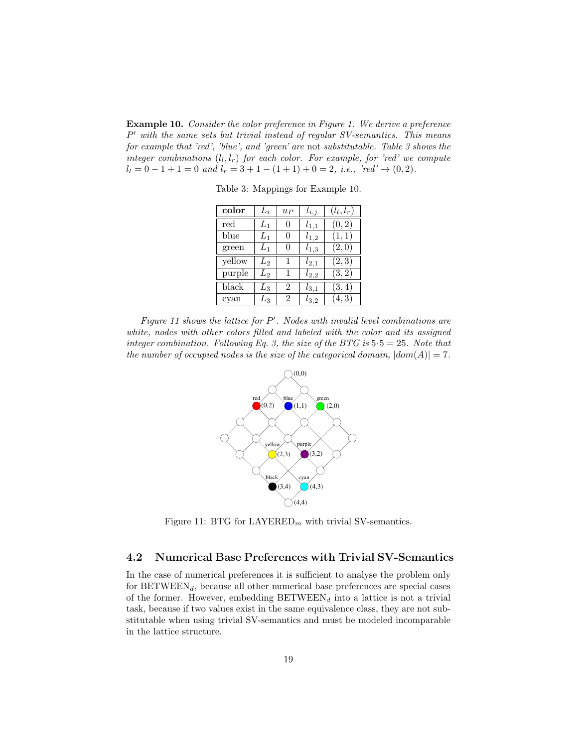**Example 10.** *Consider the color preference in Figure 1. We derive a preference $P'$ with the same sets but trivial instead of regular SV-semantics. This means for example that 'red', 'blue', and 'green' are* not *substitutable. Table 3 shows the integer combinations $(l_l, l_r)$ for each color. For example, for 'red' we compute $l_l = 0 - 1 + 1 = 0$ and $l_r = 3 + 1 - (1 + 1) + 0 = 2$, i.e., 'red' $\to (0, 2)$.*

Table 3: Mappings for Example 10.

| **color** | $L_i$ | $u_P$ | $l_{i,j}$ | $(l_l, l_r)$ |
|---|---|---|---|---|
| red | $L_1$ | 0 | $l_{1,1}$ | $(0, 2)$ |
| blue | $L_1$ | 0 | $l_{1,2}$ | $(1, 1)$ |
| green | $L_1$ | 0 | $l_{1,3}$ | $(2, 0)$ |
| yellow | $L_2$ | 1 | $l_{2,1}$ | $(2, 3)$ |
| purple | $L_2$ | 1 | $l_{2,2}$ | $(3, 2)$ |
| black | $L_3$ | 2 | $l_{3,1}$ | $(3, 4)$ |
| cyan | $L_3$ | 2 | $l_{3,2}$ | $(4, 3)$ |

*Figure 11 shows the lattice for $P'$. Nodes with invalid level combinations are white, nodes with other colors filled and labeled with the color and its assigned integer combination. Following Eq. 3, the size of the BTG is $5 \cdot 5 = 25$. Note that the number of occupied nodes is the size of the categorical domain, $|dom(A)| = 7$.*

Figure 11: BTG for LAYERED$_m$ with trivial SV-semantics.

## 4.2 Numerical Base Preferences with Trivial SV-Semantics

In the case of numerical preferences it is sufficient to analyse the problem only for BETWEEN$_d$, because all other numerical base preferences are special cases of the former. However, embedding BETWEEN$_d$ into a lattice is not a trivial task, because if two values exist in the same equivalence class, they are not substitutable when using trivial SV-semantics and must be modeled incomparable in the lattice structure.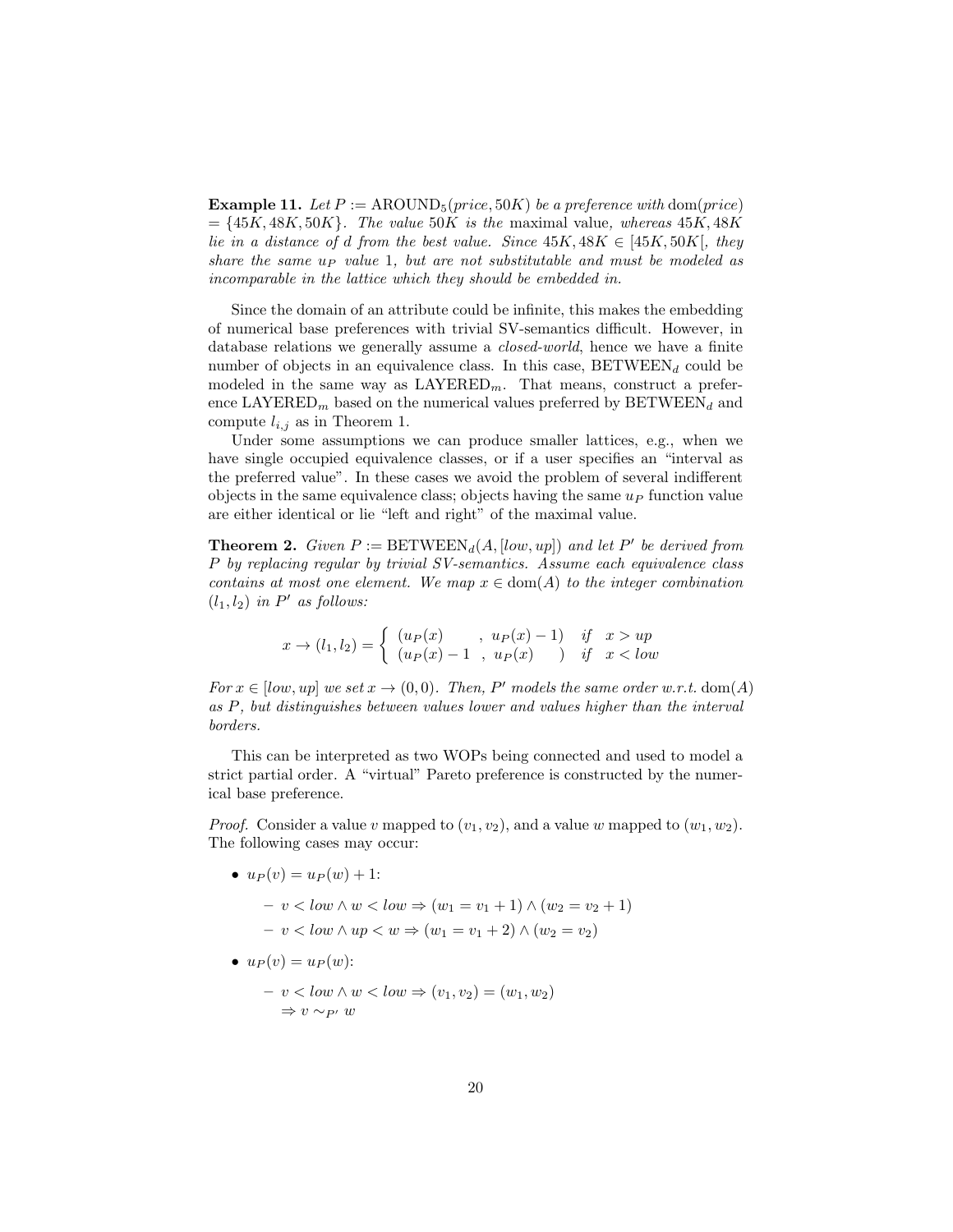**Example 11.** *Let $P := \text{AROUND}_5(price, 50K)$ be a preference with $\text{dom}(price) = \{45K, 48K, 50K\}$. The value $50K$ is the* maximal value*, whereas $45K, 48K$ lie in a distance of $d$ from the best value. Since $45K, 48K \in [45K, 50K[$, they share the same $u_P$ value 1, but are not substitutable and must be modeled as incomparable in the lattice which they should be embedded in.*

Since the domain of an attribute could be infinite, this makes the embedding of numerical base preferences with trivial SV-semantics difficult. However, in database relations we generally assume a *closed-world*, hence we have a finite number of objects in an equivalence class. In this case, $\text{BETWEEN}_d$ could be modeled in the same way as $\text{LAYERED}_m$. That means, construct a preference $\text{LAYERED}_m$ based on the numerical values preferred by $\text{BETWEEN}_d$ and compute $l_{i,j}$ as in Theorem 1.

Under some assumptions we can produce smaller lattices, e.g., when we have single occupied equivalence classes, or if a user specifies an "interval as the preferred value". In these cases we avoid the problem of several indifferent objects in the same equivalence class; objects having the same $u_P$ function value are either identical or lie "left and right" of the maximal value.

**Theorem 2.** *Given $P := \text{BETWEEN}_d(A, [low, up])$ and let $P'$ be derived from $P$ by replacing regular by trivial SV-semantics. Assume each equivalence class contains at most one element. We map $x \in \text{dom}(A)$ to the integer combination $(l_1, l_2)$ in $P'$ as follows:*

$$x \to (l_1, l_2) = \begin{cases} (u_P(x) \quad , \; u_P(x) - 1) & \text{if} \quad x > up \\ (u_P(x) - 1 \; , \; u_P(x) \quad ) & \text{if} \quad x < low \end{cases}$$

*For $x \in [low, up]$ we set $x \to (0, 0)$. Then, $P'$ models the same order w.r.t. $\text{dom}(A)$ as $P$, but distinguishes between values lower and values higher than the interval borders.*

This can be interpreted as two WOPs being connected and used to model a strict partial order. A "virtual" Pareto preference is constructed by the numerical base preference.

*Proof.* Consider a value $v$ mapped to $(v_1, v_2)$, and a value $w$ mapped to $(w_1, w_2)$. The following cases may occur:

- $u_P(v) = u_P(w) + 1$:
  - $v < low \wedge w < low \Rightarrow (w_1 = v_1 + 1) \wedge (w_2 = v_2 + 1)$
  - $v < low \wedge up < w \Rightarrow (w_1 = v_1 + 2) \wedge (w_2 = v_2)$
- $u_P(v) = u_P(w)$:
  - $v < low \wedge w < low \Rightarrow (v_1, v_2) = (w_1, w_2)$
    $\Rightarrow v \sim_{P'} w$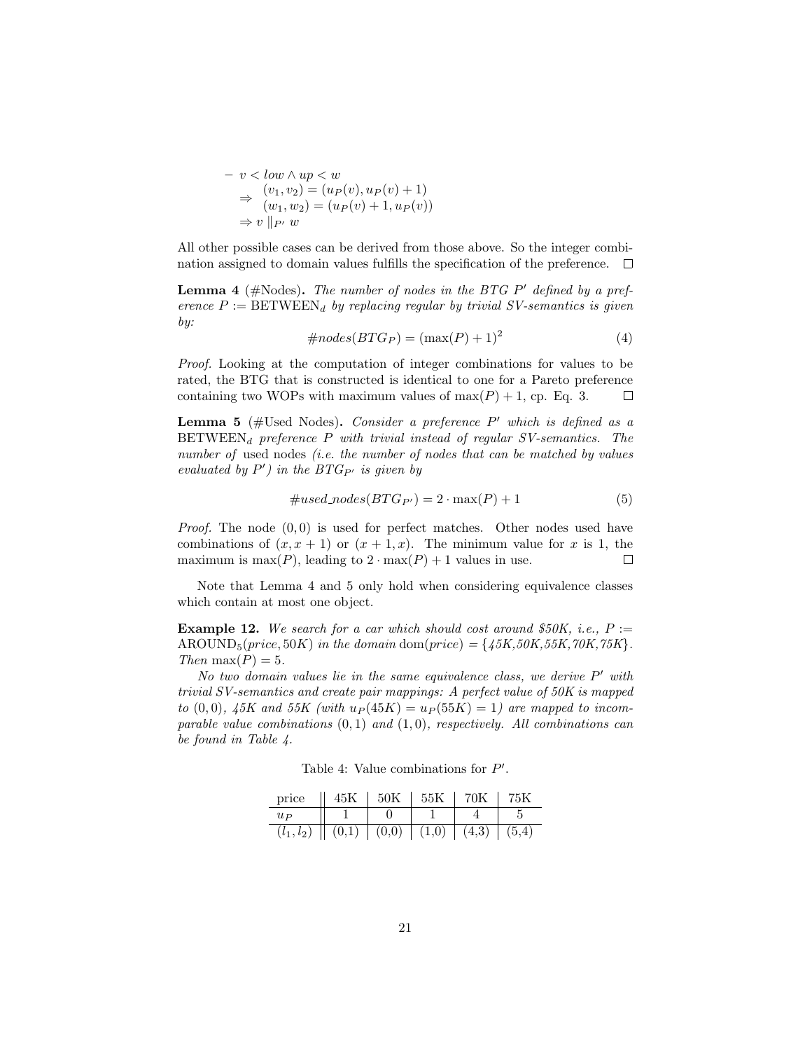– $v < low \wedge up < w$
$$\Rightarrow \begin{array}{l}(v_1, v_2) = (u_P(v), u_P(v) + 1) \\ (w_1, w_2) = (u_P(v) + 1, u_P(v))\end{array}$$
$\Rightarrow v \parallel_{P'} w$

All other possible cases can be derived from those above. So the integer combination assigned to domain values fulfills the specification of the preference. □

**Lemma 4** (#Nodes)**.** *The number of nodes in the BTG $P'$ defined by a preference $P :=$ BETWEEN$_d$ by replacing regular by trivial SV-semantics is given by:*

$$\#nodes(BTG_P) = (\max(P) + 1)^2 \tag{4}$$

*Proof.* Looking at the computation of integer combinations for values to be rated, the BTG that is constructed is identical to one for a Pareto preference containing two WOPs with maximum values of $\max(P) + 1$, cp. Eq. 3. □

**Lemma 5** (#Used Nodes)**.** *Consider a preference $P'$ which is defined as a* BETWEEN$_d$ *preference $P$ with trivial instead of regular SV-semantics. The number of* used nodes *(i.e. the number of nodes that can be matched by values evaluated by $P'$) in the $BTG_{P'}$ is given by*

$$\#used\_nodes(BTG_{P'}) = 2 \cdot \max(P) + 1 \tag{5}$$

*Proof.* The node $(0, 0)$ is used for perfect matches. Other nodes used have combinations of $(x, x + 1)$ or $(x + 1, x)$. The minimum value for $x$ is 1, the maximum is $\max(P)$, leading to $2 \cdot \max(P) + 1$ values in use. □

Note that Lemma 4 and 5 only hold when considering equivalence classes which contain at most one object.

**Example 12.** *We search for a car which should cost around \$50K, i.e., $P :=$ AROUND$_5$(price, 50K) in the domain* dom(*price*) = {*45K,50K,55K,70K,75K*}*. Then* $\max(P) = 5$*.*

*No two domain values lie in the same equivalence class, we derive $P'$ with trivial SV-semantics and create pair mappings: A perfect value of 50K is mapped to $(0, 0)$, 45K and 55K (with $u_P(45K) = u_P(55K) = 1$) are mapped to incomparable value combinations $(0, 1)$ and $(1, 0)$, respectively. All combinations can be found in Table 4.*

Table 4: Value combinations for $P'$.

| price | 45K | 50K | 55K | 70K | 75K |
|---|---|---|---|---|---|
| $u_P$ | 1 | 0 | 1 | 4 | 5 |
| $(l_1, l_2)$ | (0,1) | (0,0) | (1,0) | (4,3) | (5,4) |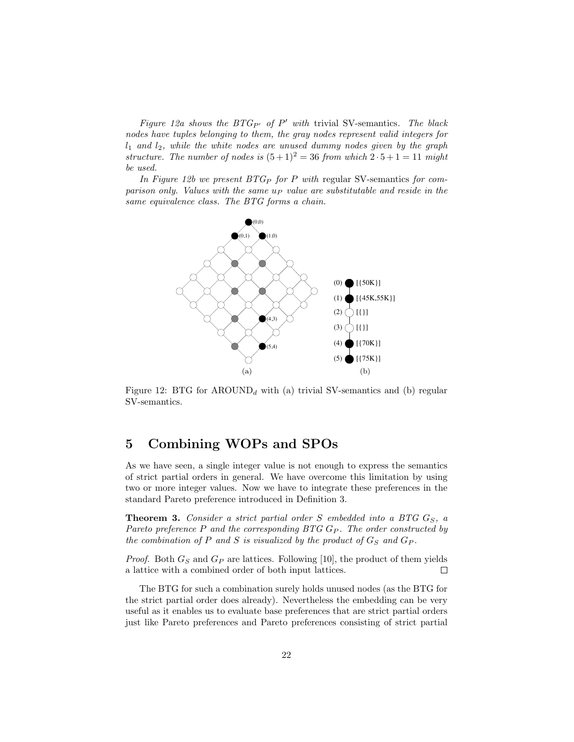*Figure 12a shows the $BTG_{P'}$ of $P'$ with* trivial SV-semantics. *The black nodes have tuples belonging to them, the gray nodes represent valid integers for $l_1$ and $l_2$, while the white nodes are unused dummy nodes given by the graph structure. The number of nodes is $(5+1)^2 = 36$ from which $2 \cdot 5 + 1 = 11$ might be used.*

*In Figure 12b we present $BTG_P$ for $P$ with* regular SV-semantics *for comparison only. Values with the same $u_P$ value are substitutable and reside in the same equivalence class. The BTG forms a chain.*

Figure 12: BTG for $\text{AROUND}_d$ with (a) trivial SV-semantics and (b) regular SV-semantics.

## 5 Combining WOPs and SPOs

As we have seen, a single integer value is not enough to express the semantics of strict partial orders in general. We have overcome this limitation by using two or more integer values. Now we have to integrate these preferences in the standard Pareto preference introduced in Definition 3.

**Theorem 3.** *Consider a strict partial order $S$ embedded into a BTG $G_S$, a Pareto preference $P$ and the corresponding BTG $G_P$. The order constructed by the combination of $P$ and $S$ is visualized by the product of $G_S$ and $G_P$.*

*Proof.* Both $G_S$ and $G_P$ are lattices. Following [10], the product of them yields a lattice with a combined order of both input lattices. □

The BTG for such a combination surely holds unused nodes (as the BTG for the strict partial order does already). Nevertheless the embedding can be very useful as it enables us to evaluate base preferences that are strict partial orders just like Pareto preferences and Pareto preferences consisting of strict partial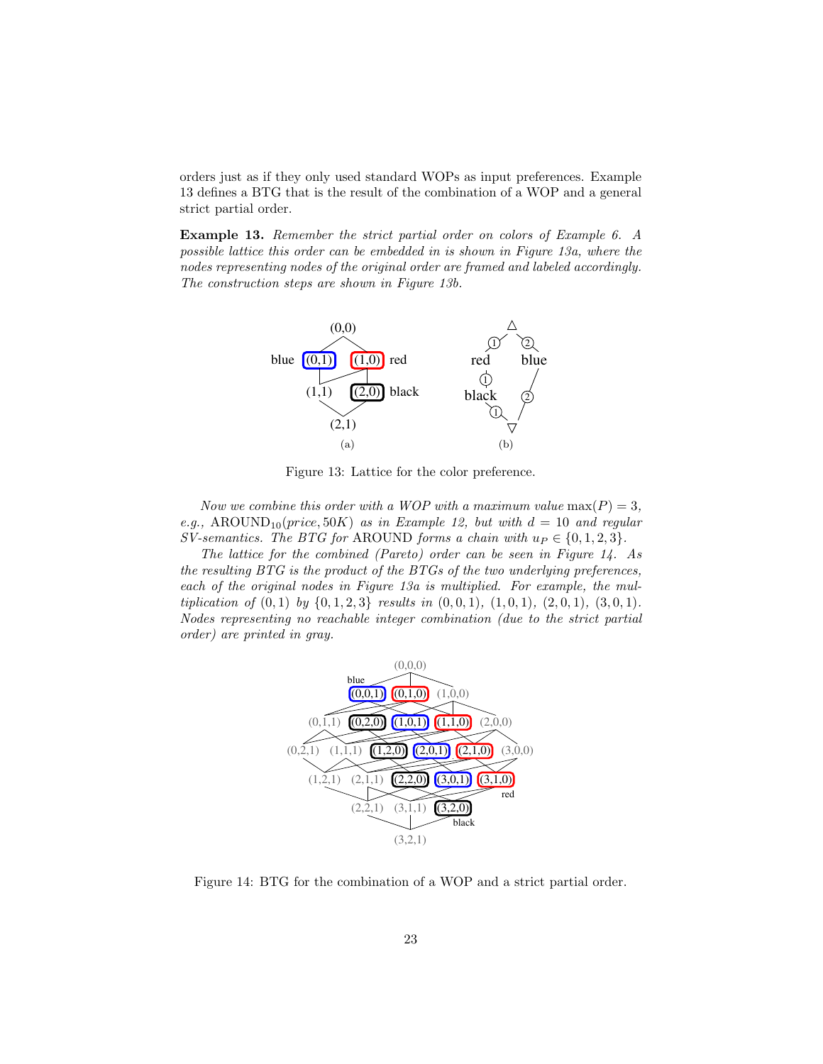orders just as if they only used standard WOPs as input preferences. Example 13 defines a BTG that is the result of the combination of a WOP and a general strict partial order.

**Example 13.** *Remember the strict partial order on colors of Example 6. A possible lattice this order can be embedded in is shown in Figure 13a, where the nodes representing nodes of the original order are framed and labeled accordingly. The construction steps are shown in Figure 13b.*

Figure 13: Lattice for the color preference.

*Now we combine this order with a WOP with a maximum value* $\max(P) = 3$*, e.g.,* $\text{AROUND}_{10}(price, 50K)$ *as in Example 12, but with* $d = 10$ *and regular SV-semantics. The BTG for* AROUND *forms a chain with* $u_P \in \{0, 1, 2, 3\}$*.*

*The lattice for the combined (Pareto) order can be seen in Figure 14. As the resulting BTG is the product of the BTGs of the two underlying preferences, each of the original nodes in Figure 13a is multiplied. For example, the multiplication of* $(0,1)$ *by* $\{0, 1, 2, 3\}$ *results in* $(0,0,1)$*,* $(1,0,1)$*,* $(2,0,1)$*,* $(3,0,1)$*. Nodes representing no reachable integer combination (due to the strict partial order) are printed in gray.*

Figure 14: BTG for the combination of a WOP and a strict partial order.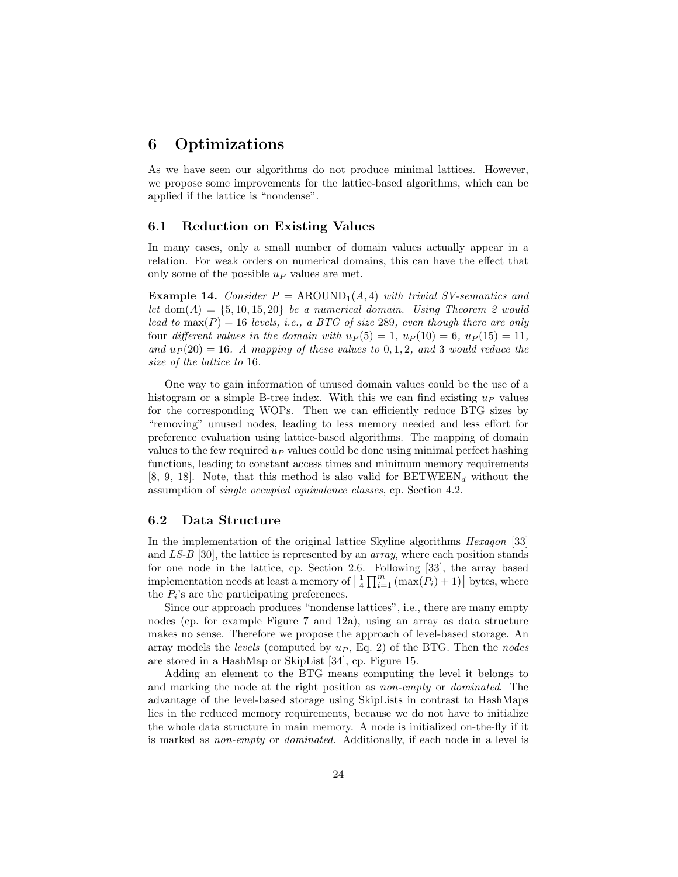# 6 Optimizations

As we have seen our algorithms do not produce minimal lattices. However, we propose some improvements for the lattice-based algorithms, which can be applied if the lattice is "nondense".

## 6.1 Reduction on Existing Values

In many cases, only a small number of domain values actually appear in a relation. For weak orders on numerical domains, this can have the effect that only some of the possible $u_P$ values are met.

**Example 14.** *Consider* $P = \text{AROUND}_1(A, 4)$ *with trivial SV-semantics and let* $\text{dom}(A) = \{5, 10, 15, 20\}$ *be a numerical domain. Using Theorem 2 would lead to* $\max(P) = 16$ *levels, i.e., a BTG of size* 289*, even though there are only* four *different values in the domain with* $u_P(5) = 1$*,* $u_P(10) = 6$*,* $u_P(15) = 11$*, and* $u_P(20) = 16$*. A mapping of these values to* $0, 1, 2,$ *and* 3 *would reduce the size of the lattice to* 16*.*

One way to gain information of unused domain values could be the use of a histogram or a simple B-tree index. With this we can find existing $u_P$ values for the corresponding WOPs. Then we can efficiently reduce BTG sizes by "removing" unused nodes, leading to less memory needed and less effort for preference evaluation using lattice-based algorithms. The mapping of domain values to the few required $u_P$ values could be done using minimal perfect hashing functions, leading to constant access times and minimum memory requirements [8, 9, 18]. Note, that this method is also valid for $\text{BETWEEN}_d$ without the assumption of *single occupied equivalence classes*, cp. Section 4.2.

## 6.2 Data Structure

In the implementation of the original lattice Skyline algorithms *Hexagon* [33] and *LS-B* [30], the lattice is represented by an *array*, where each position stands for one node in the lattice, cp. Section 2.6. Following [33], the array based implementation needs at least a memory of $\lceil \frac{1}{4} \prod_{i=1}^{m} (\max(P_i) + 1) \rceil$ bytes, where the $P_i$'s are the participating preferences.

Since our approach produces "nondense lattices", i.e., there are many empty nodes (cp. for example Figure 7 and 12a), using an array as data structure makes no sense. Therefore we propose the approach of level-based storage. An array models the *levels* (computed by $u_P$, Eq. 2) of the BTG. Then the *nodes* are stored in a HashMap or SkipList [34], cp. Figure 15.

Adding an element to the BTG means computing the level it belongs to and marking the node at the right position as *non-empty* or *dominated*. The advantage of the level-based storage using SkipLists in contrast to HashMaps lies in the reduced memory requirements, because we do not have to initialize the whole data structure in main memory. A node is initialized on-the-fly if it is marked as *non-empty* or *dominated*. Additionally, if each node in a level is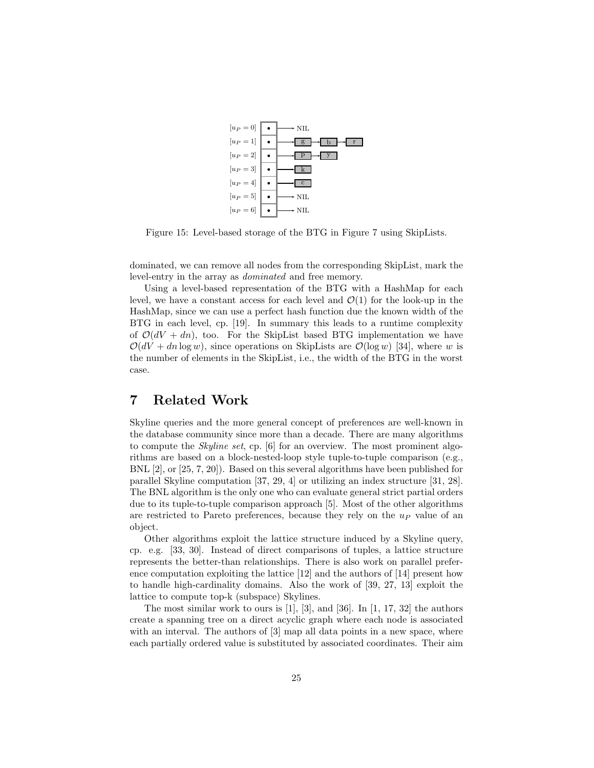Figure 15: Level-based storage of the BTG in Figure 7 using SkipLists.

dominated, we can remove all nodes from the corresponding SkipList, mark the level-entry in the array as *dominated* and free memory.

Using a level-based representation of the BTG with a HashMap for each level, we have a constant access for each level and $\mathcal{O}(1)$ for the look-up in the HashMap, since we can use a perfect hash function due the known width of the BTG in each level, cp. [19]. In summary this leads to a runtime complexity of $\mathcal{O}(dV + dn)$, too. For the SkipList based BTG implementation we have $\mathcal{O}(dV + dn \log w)$, since operations on SkipLists are $\mathcal{O}(\log w)$ [34], where $w$ is the number of elements in the SkipList, i.e., the width of the BTG in the worst case.

# 7 Related Work

Skyline queries and the more general concept of preferences are well-known in the database community since more than a decade. There are many algorithms to compute the *Skyline set*, cp. [6] for an overview. The most prominent algorithms are based on a block-nested-loop style tuple-to-tuple comparison (e.g., BNL [2], or [25, 7, 20]). Based on this several algorithms have been published for parallel Skyline computation [37, 29, 4] or utilizing an index structure [31, 28]. The BNL algorithm is the only one who can evaluate general strict partial orders due to its tuple-to-tuple comparison approach [5]. Most of the other algorithms are restricted to Pareto preferences, because they rely on the $u_P$ value of an object.

Other algorithms exploit the lattice structure induced by a Skyline query, cp. e.g. [33, 30]. Instead of direct comparisons of tuples, a lattice structure represents the better-than relationships. There is also work on parallel preference computation exploiting the lattice [12] and the authors of [14] present how to handle high-cardinality domains. Also the work of [39, 27, 13] exploit the lattice to compute top-k (subspace) Skylines.

The most similar work to ours is [1], [3], and [36]. In [1, 17, 32] the authors create a spanning tree on a direct acyclic graph where each node is associated with an interval. The authors of [3] map all data points in a new space, where each partially ordered value is substituted by associated coordinates. Their aim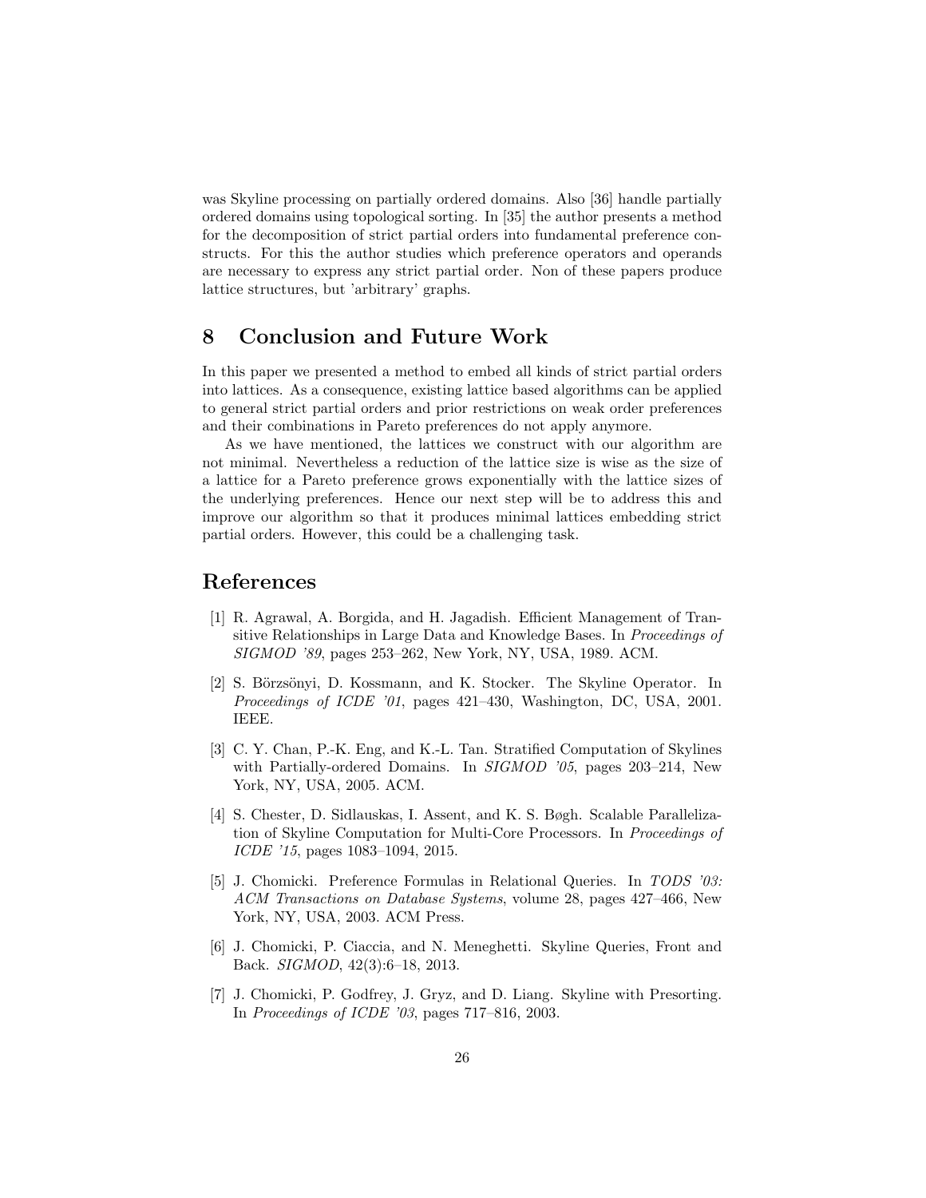was Skyline processing on partially ordered domains. Also [36] handle partially ordered domains using topological sorting. In [35] the author presents a method for the decomposition of strict partial orders into fundamental preference constructs. For this the author studies which preference operators and operands are necessary to express any strict partial order. Non of these papers produce lattice structures, but 'arbitrary' graphs.

# 8 Conclusion and Future Work

In this paper we presented a method to embed all kinds of strict partial orders into lattices. As a consequence, existing lattice based algorithms can be applied to general strict partial orders and prior restrictions on weak order preferences and their combinations in Pareto preferences do not apply anymore.

As we have mentioned, the lattices we construct with our algorithm are not minimal. Nevertheless a reduction of the lattice size is wise as the size of a lattice for a Pareto preference grows exponentially with the lattice sizes of the underlying preferences. Hence our next step will be to address this and improve our algorithm so that it produces minimal lattices embedding strict partial orders. However, this could be a challenging task.

# References

[1] R. Agrawal, A. Borgida, and H. Jagadish. Efficient Management of Transitive Relationships in Large Data and Knowledge Bases. In *Proceedings of SIGMOD '89*, pages 253–262, New York, NY, USA, 1989. ACM.

[2] S. Börzsönyi, D. Kossmann, and K. Stocker. The Skyline Operator. In *Proceedings of ICDE '01*, pages 421–430, Washington, DC, USA, 2001. IEEE.

[3] C. Y. Chan, P.-K. Eng, and K.-L. Tan. Stratified Computation of Skylines with Partially-ordered Domains. In *SIGMOD '05*, pages 203–214, New York, NY, USA, 2005. ACM.

[4] S. Chester, D. Sidlauskas, I. Assent, and K. S. Bøgh. Scalable Parallelization of Skyline Computation for Multi-Core Processors. In *Proceedings of ICDE '15*, pages 1083–1094, 2015.

[5] J. Chomicki. Preference Formulas in Relational Queries. In *TODS '03: ACM Transactions on Database Systems*, volume 28, pages 427–466, New York, NY, USA, 2003. ACM Press.

[6] J. Chomicki, P. Ciaccia, and N. Meneghetti. Skyline Queries, Front and Back. *SIGMOD*, 42(3):6–18, 2013.

[7] J. Chomicki, P. Godfrey, J. Gryz, and D. Liang. Skyline with Presorting. In *Proceedings of ICDE '03*, pages 717–816, 2003.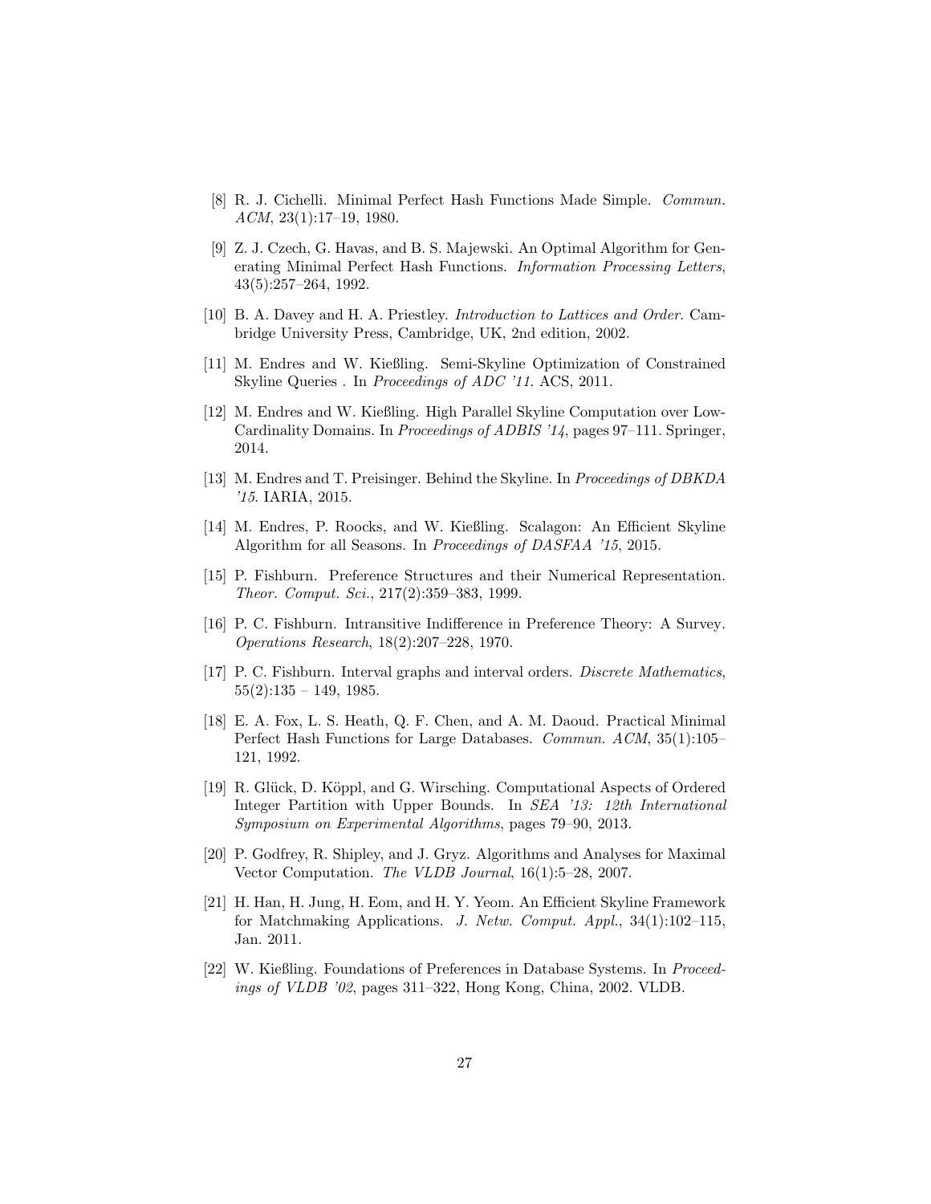[8] R. J. Cichelli. Minimal Perfect Hash Functions Made Simple. *Commun. ACM*, 23(1):17–19, 1980.

[9] Z. J. Czech, G. Havas, and B. S. Majewski. An Optimal Algorithm for Generating Minimal Perfect Hash Functions. *Information Processing Letters*, 43(5):257–264, 1992.

[10] B. A. Davey and H. A. Priestley. *Introduction to Lattices and Order*. Cambridge University Press, Cambridge, UK, 2nd edition, 2002.

[11] M. Endres and W. Kießling. Semi-Skyline Optimization of Constrained Skyline Queries . In *Proceedings of ADC '11*. ACS, 2011.

[12] M. Endres and W. Kießling. High Parallel Skyline Computation over Low-Cardinality Domains. In *Proceedings of ADBIS '14*, pages 97–111. Springer, 2014.

[13] M. Endres and T. Preisinger. Behind the Skyline. In *Proceedings of DBKDA '15*. IARIA, 2015.

[14] M. Endres, P. Roocks, and W. Kießling. Scalagon: An Efficient Skyline Algorithm for all Seasons. In *Proceedings of DASFAA '15*, 2015.

[15] P. Fishburn. Preference Structures and their Numerical Representation. *Theor. Comput. Sci.*, 217(2):359–383, 1999.

[16] P. C. Fishburn. Intransitive Indifference in Preference Theory: A Survey. *Operations Research*, 18(2):207–228, 1970.

[17] P. C. Fishburn. Interval graphs and interval orders. *Discrete Mathematics*, 55(2):135 – 149, 1985.

[18] E. A. Fox, L. S. Heath, Q. F. Chen, and A. M. Daoud. Practical Minimal Perfect Hash Functions for Large Databases. *Commun. ACM*, 35(1):105–121, 1992.

[19] R. Glück, D. Köppl, and G. Wirsching. Computational Aspects of Ordered Integer Partition with Upper Bounds. In *SEA '13: 12th International Symposium on Experimental Algorithms*, pages 79–90, 2013.

[20] P. Godfrey, R. Shipley, and J. Gryz. Algorithms and Analyses for Maximal Vector Computation. *The VLDB Journal*, 16(1):5–28, 2007.

[21] H. Han, H. Jung, H. Eom, and H. Y. Yeom. An Efficient Skyline Framework for Matchmaking Applications. *J. Netw. Comput. Appl.*, 34(1):102–115, Jan. 2011.

[22] W. Kießling. Foundations of Preferences in Database Systems. In *Proceedings of VLDB '02*, pages 311–322, Hong Kong, China, 2002. VLDB.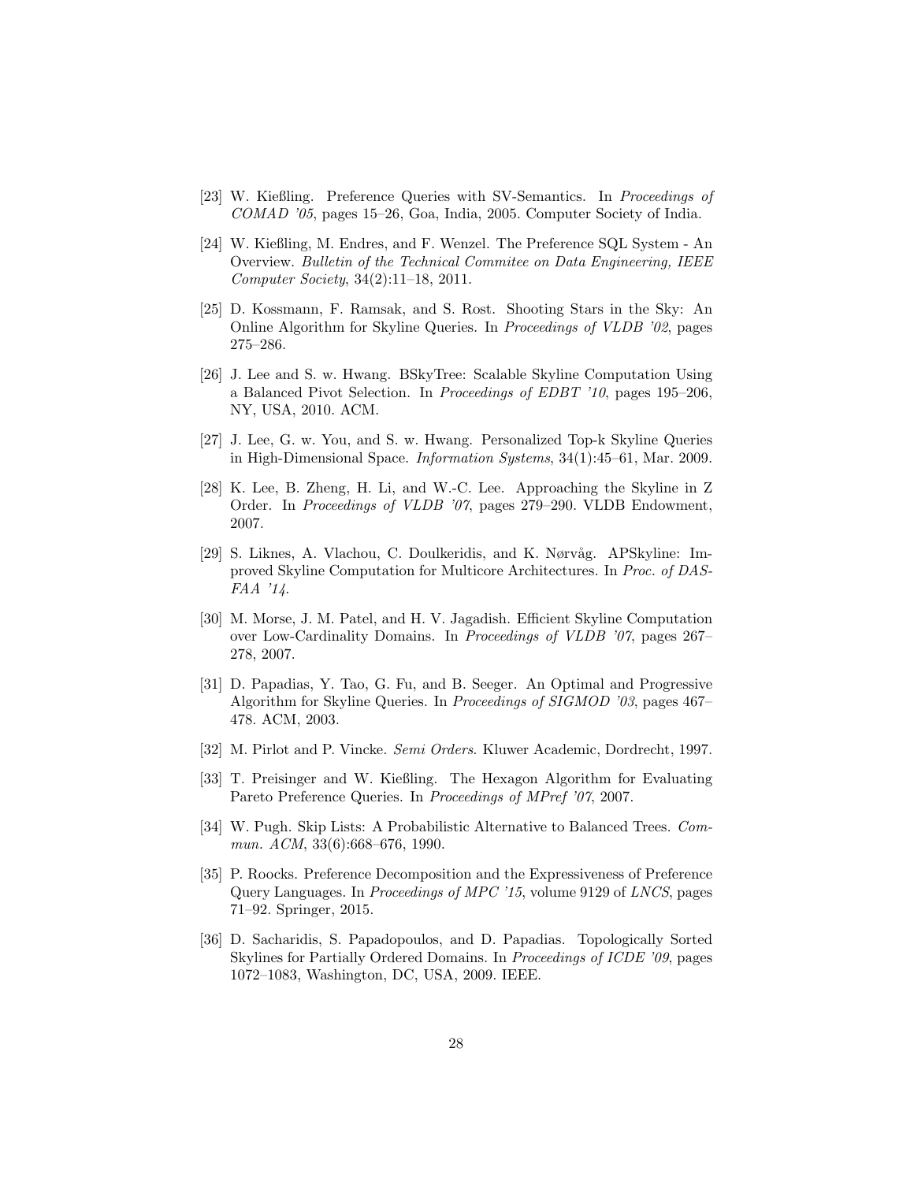[23] W. Kießling. Preference Queries with SV-Semantics. In *Proceedings of COMAD '05*, pages 15–26, Goa, India, 2005. Computer Society of India.

[24] W. Kießling, M. Endres, and F. Wenzel. The Preference SQL System - An Overview. *Bulletin of the Technical Commitee on Data Engineering, IEEE Computer Society*, 34(2):11–18, 2011.

[25] D. Kossmann, F. Ramsak, and S. Rost. Shooting Stars in the Sky: An Online Algorithm for Skyline Queries. In *Proceedings of VLDB '02*, pages 275–286.

[26] J. Lee and S. w. Hwang. BSkyTree: Scalable Skyline Computation Using a Balanced Pivot Selection. In *Proceedings of EDBT '10*, pages 195–206, NY, USA, 2010. ACM.

[27] J. Lee, G. w. You, and S. w. Hwang. Personalized Top-k Skyline Queries in High-Dimensional Space. *Information Systems*, 34(1):45–61, Mar. 2009.

[28] K. Lee, B. Zheng, H. Li, and W.-C. Lee. Approaching the Skyline in Z Order. In *Proceedings of VLDB '07*, pages 279–290. VLDB Endowment, 2007.

[29] S. Liknes, A. Vlachou, C. Doulkeridis, and K. Nørvåg. APSkyline: Improved Skyline Computation for Multicore Architectures. In *Proc. of DASFAA '14*.

[30] M. Morse, J. M. Patel, and H. V. Jagadish. Efficient Skyline Computation over Low-Cardinality Domains. In *Proceedings of VLDB '07*, pages 267–278, 2007.

[31] D. Papadias, Y. Tao, G. Fu, and B. Seeger. An Optimal and Progressive Algorithm for Skyline Queries. In *Proceedings of SIGMOD '03*, pages 467–478. ACM, 2003.

[32] M. Pirlot and P. Vincke. *Semi Orders*. Kluwer Academic, Dordrecht, 1997.

[33] T. Preisinger and W. Kießling. The Hexagon Algorithm for Evaluating Pareto Preference Queries. In *Proceedings of MPref '07*, 2007.

[34] W. Pugh. Skip Lists: A Probabilistic Alternative to Balanced Trees. *Commun. ACM*, 33(6):668–676, 1990.

[35] P. Roocks. Preference Decomposition and the Expressiveness of Preference Query Languages. In *Proceedings of MPC '15*, volume 9129 of *LNCS*, pages 71–92. Springer, 2015.

[36] D. Sacharidis, S. Papadopoulos, and D. Papadias. Topologically Sorted Skylines for Partially Ordered Domains. In *Proceedings of ICDE '09*, pages 1072–1083, Washington, DC, USA, 2009. IEEE.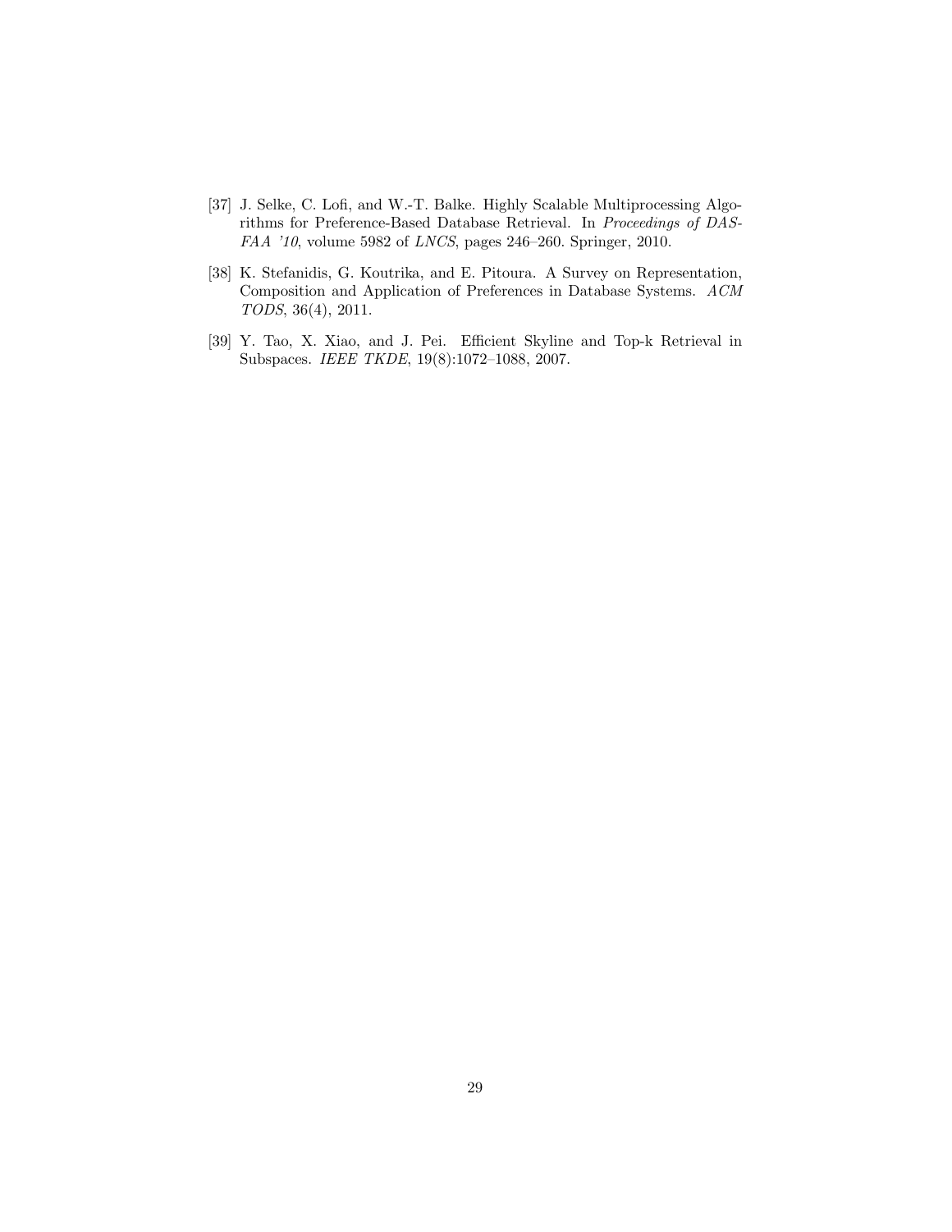[37] J. Selke, C. Lofi, and W.-T. Balke. Highly Scalable Multiprocessing Algorithms for Preference-Based Database Retrieval. In *Proceedings of DASFAA '10*, volume 5982 of *LNCS*, pages 246–260. Springer, 2010.

[38] K. Stefanidis, G. Koutrika, and E. Pitoura. A Survey on Representation, Composition and Application of Preferences in Database Systems. *ACM TODS*, 36(4), 2011.

[39] Y. Tao, X. Xiao, and J. Pei. Efficient Skyline and Top-k Retrieval in Subspaces. *IEEE TKDE*, 19(8):1072–1088, 2007.